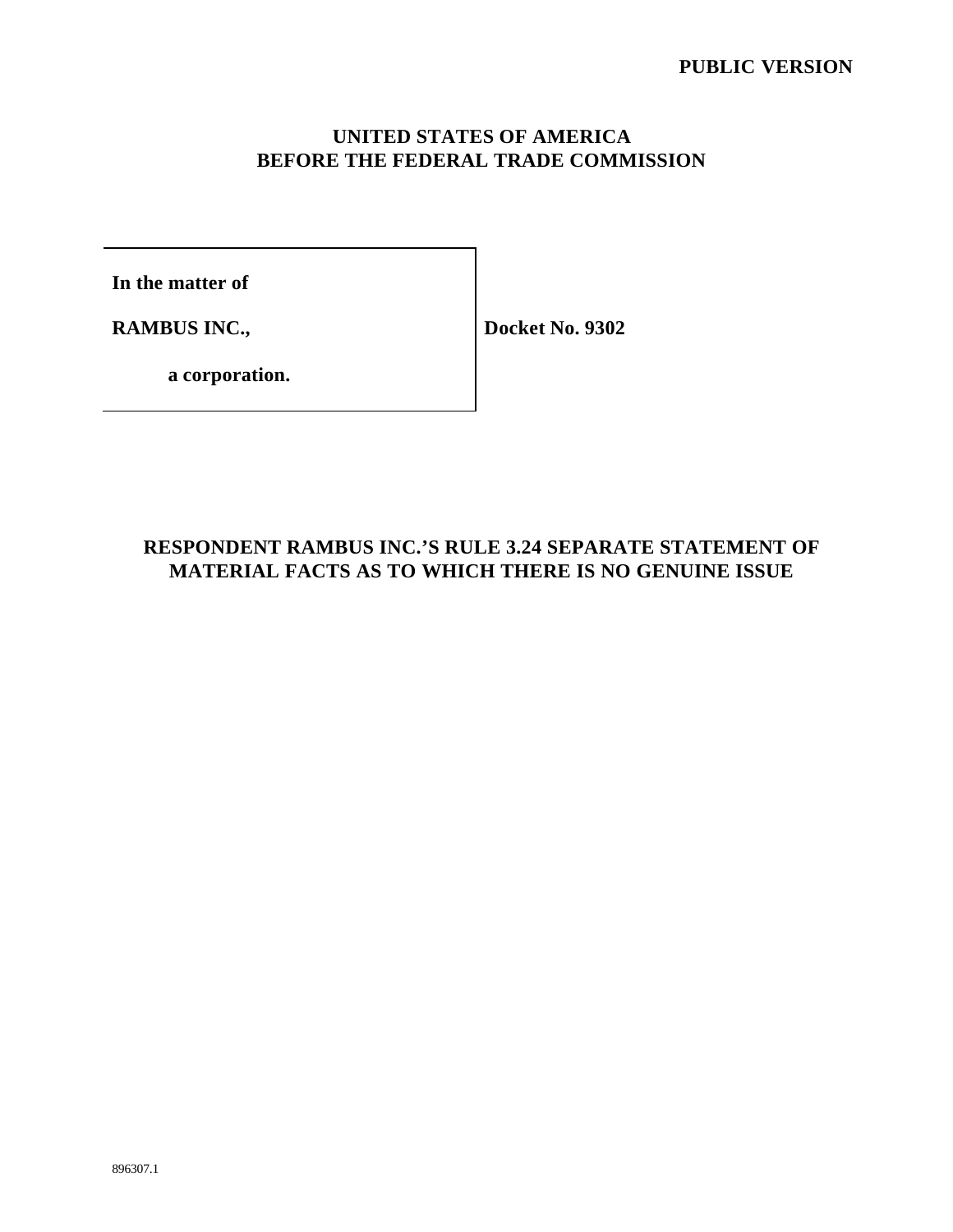**PUBLIC VERSION**

**UNITED STATES OF AMERICA**
**BEFORE THE FEDERAL TRADE COMMISSION**

| | |
|---|---|
| **In the matter of**<br><br>**RAMBUS INC.,**<br><br>**a corporation.** | **Docket No. 9302** |

# RESPONDENT RAMBUS INC.'S RULE 3.24 SEPARATE STATEMENT OF MATERIAL FACTS AS TO WHICH THERE IS NO GENUINE ISSUE

896307.1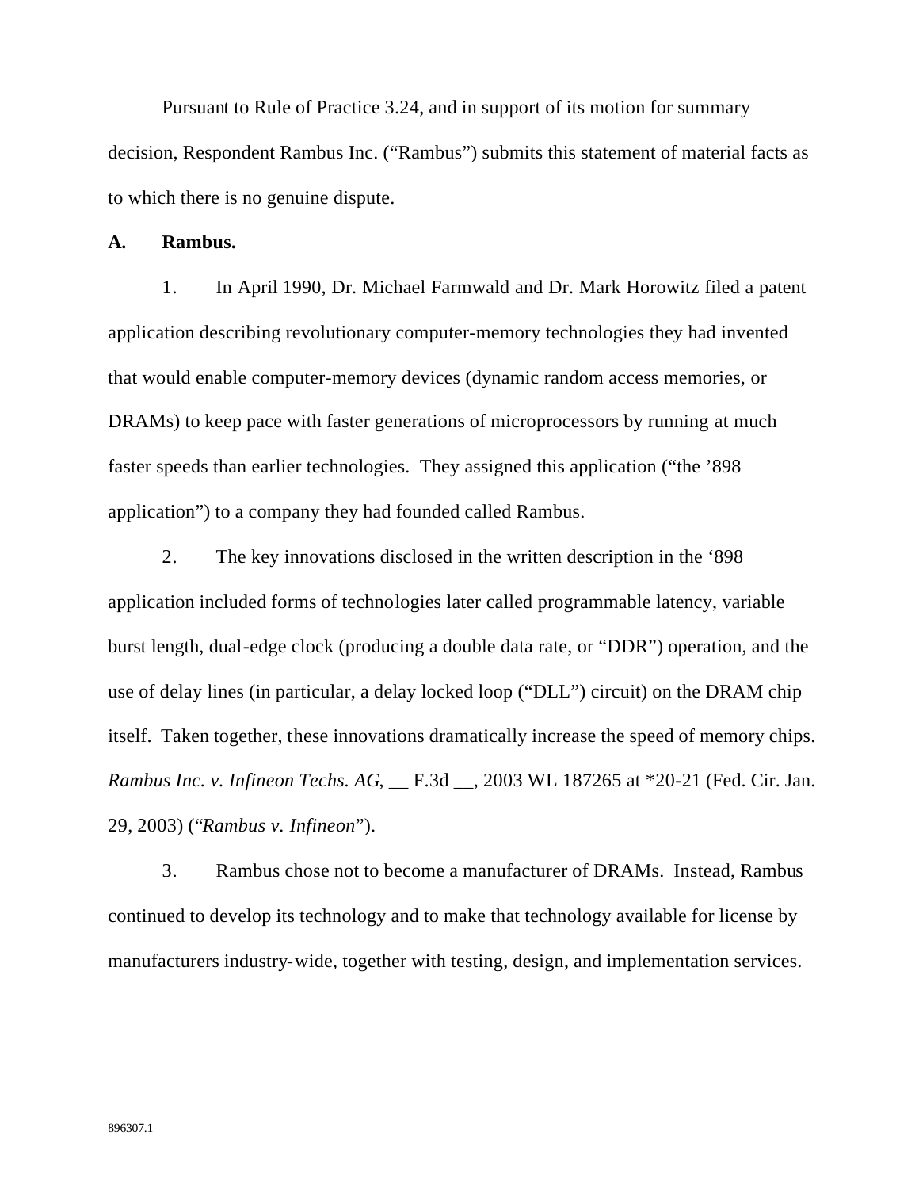Pursuant to Rule of Practice 3.24, and in support of its motion for summary decision, Respondent Rambus Inc. ("Rambus") submits this statement of material facts as to which there is no genuine dispute.

**A. Rambus.**

1. In April 1990, Dr. Michael Farmwald and Dr. Mark Horowitz filed a patent application describing revolutionary computer-memory technologies they had invented that would enable computer-memory devices (dynamic random access memories, or DRAMs) to keep pace with faster generations of microprocessors by running at much faster speeds than earlier technologies. They assigned this application ("the '898 application") to a company they had founded called Rambus.

2. The key innovations disclosed in the written description in the '898 application included forms of technologies later called programmable latency, variable burst length, dual-edge clock (producing a double data rate, or "DDR") operation, and the use of delay lines (in particular, a delay locked loop ("DLL") circuit) on the DRAM chip itself. Taken together, these innovations dramatically increase the speed of memory chips. *Rambus Inc. v. Infineon Techs. AG*, __ F.3d __, 2003 WL 187265 at *20-21 (Fed. Cir. Jan. 29, 2003) ("*Rambus v. Infineon*").

3. Rambus chose not to become a manufacturer of DRAMs. Instead, Rambus continued to develop its technology and to make that technology available for license by manufacturers industry-wide, together with testing, design, and implementation services.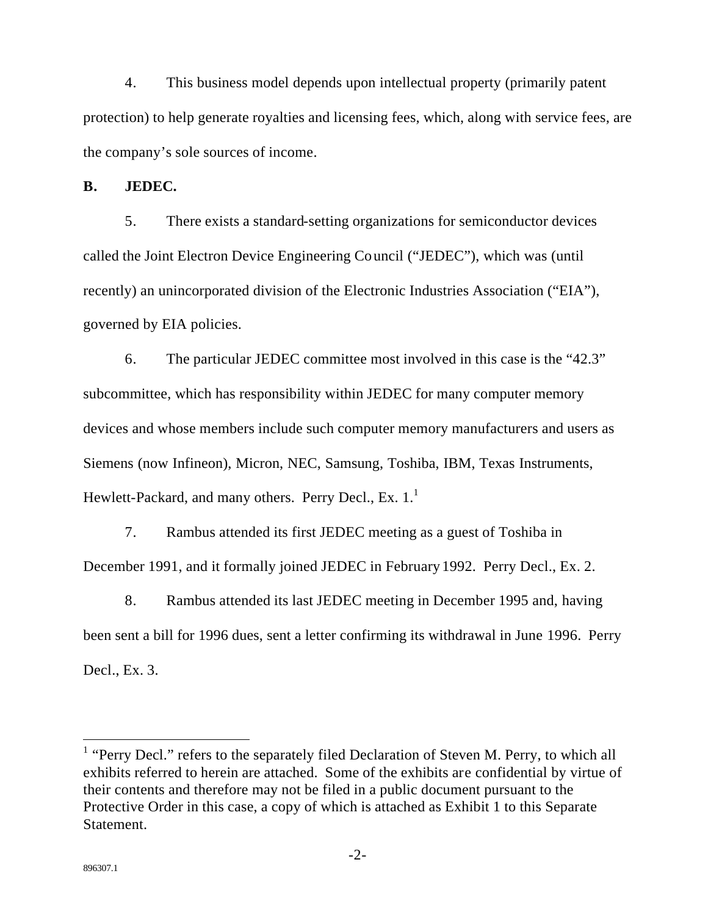4. This business model depends upon intellectual property (primarily patent protection) to help generate royalties and licensing fees, which, along with service fees, are the company's sole sources of income.

**B. JEDEC.**

5. There exists a standard-setting organizations for semiconductor devices called the Joint Electron Device Engineering Council ("JEDEC"), which was (until recently) an unincorporated division of the Electronic Industries Association ("EIA"), governed by EIA policies.

6. The particular JEDEC committee most involved in this case is the "42.3" subcommittee, which has responsibility within JEDEC for many computer memory devices and whose members include such computer memory manufacturers and users as Siemens (now Infineon), Micron, NEC, Samsung, Toshiba, IBM, Texas Instruments, Hewlett-Packard, and many others. Perry Decl., Ex. 1.[1]

7. Rambus attended its first JEDEC meeting as a guest of Toshiba in December 1991, and it formally joined JEDEC in February 1992. Perry Decl., Ex. 2.

8. Rambus attended its last JEDEC meeting in December 1995 and, having been sent a bill for 1996 dues, sent a letter confirming its withdrawal in June 1996. Perry Decl., Ex. 3.

---

[1] "Perry Decl." refers to the separately filed Declaration of Steven M. Perry, to which all exhibits referred to herein are attached. Some of the exhibits are confidential by virtue of their contents and therefore may not be filed in a public document pursuant to the Protective Order in this case, a copy of which is attached as Exhibit 1 to this Separate Statement.

896307.1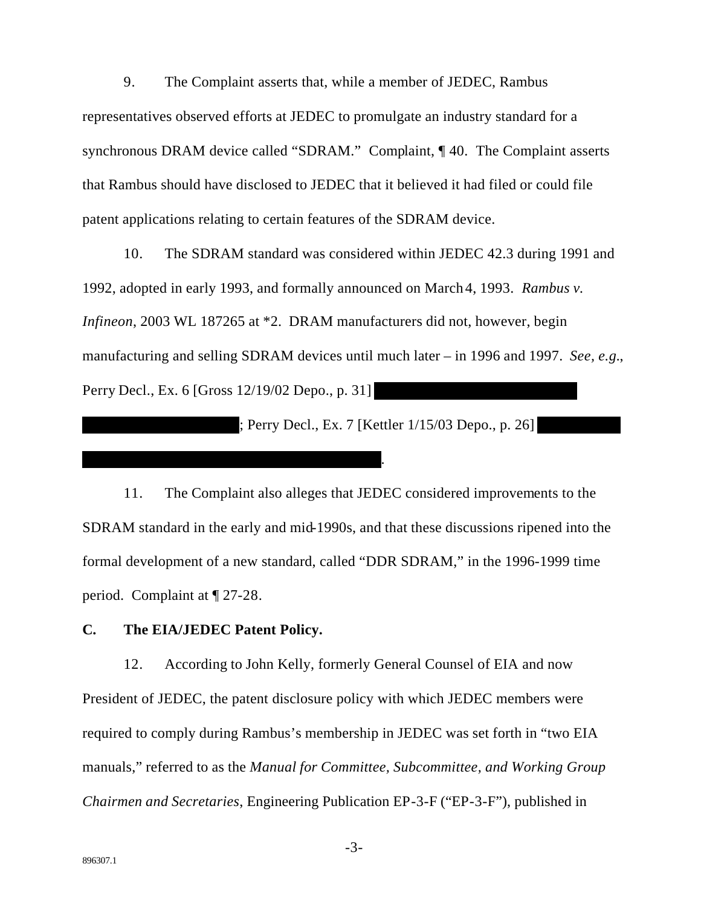9. The Complaint asserts that, while a member of JEDEC, Rambus representatives observed efforts at JEDEC to promulgate an industry standard for a synchronous DRAM device called "SDRAM." Complaint, ¶ 40. The Complaint asserts that Rambus should have disclosed to JEDEC that it believed it had filed or could file patent applications relating to certain features of the SDRAM device.

10. The SDRAM standard was considered within JEDEC 42.3 during 1991 and 1992, adopted in early 1993, and formally announced on March 4, 1993. *Rambus v. Infineon*, 2003 WL 187265 at *2. DRAM manufacturers did not, however, begin manufacturing and selling SDRAM devices until much later – in 1996 and 1997. *See, e.g.*, Perry Decl., Ex. 6 [Gross 12/19/02 Depo., p. 31] ████████████████ ████████████; Perry Decl., Ex. 7 [Kettler 1/15/03 Depo., p. 26] ██████ ██████████████████████.

11. The Complaint also alleges that JEDEC considered improvements to the SDRAM standard in the early and mid-1990s, and that these discussions ripened into the formal development of a new standard, called "DDR SDRAM," in the 1996-1999 time period. Complaint at ¶ 27-28.

**C. The EIA/JEDEC Patent Policy.**

12. According to John Kelly, formerly General Counsel of EIA and now President of JEDEC, the patent disclosure policy with which JEDEC members were required to comply during Rambus's membership in JEDEC was set forth in "two EIA manuals," referred to as the *Manual for Committee, Subcommittee, and Working Group Chairmen and Secretaries*, Engineering Publication EP-3-F ("EP-3-F"), published in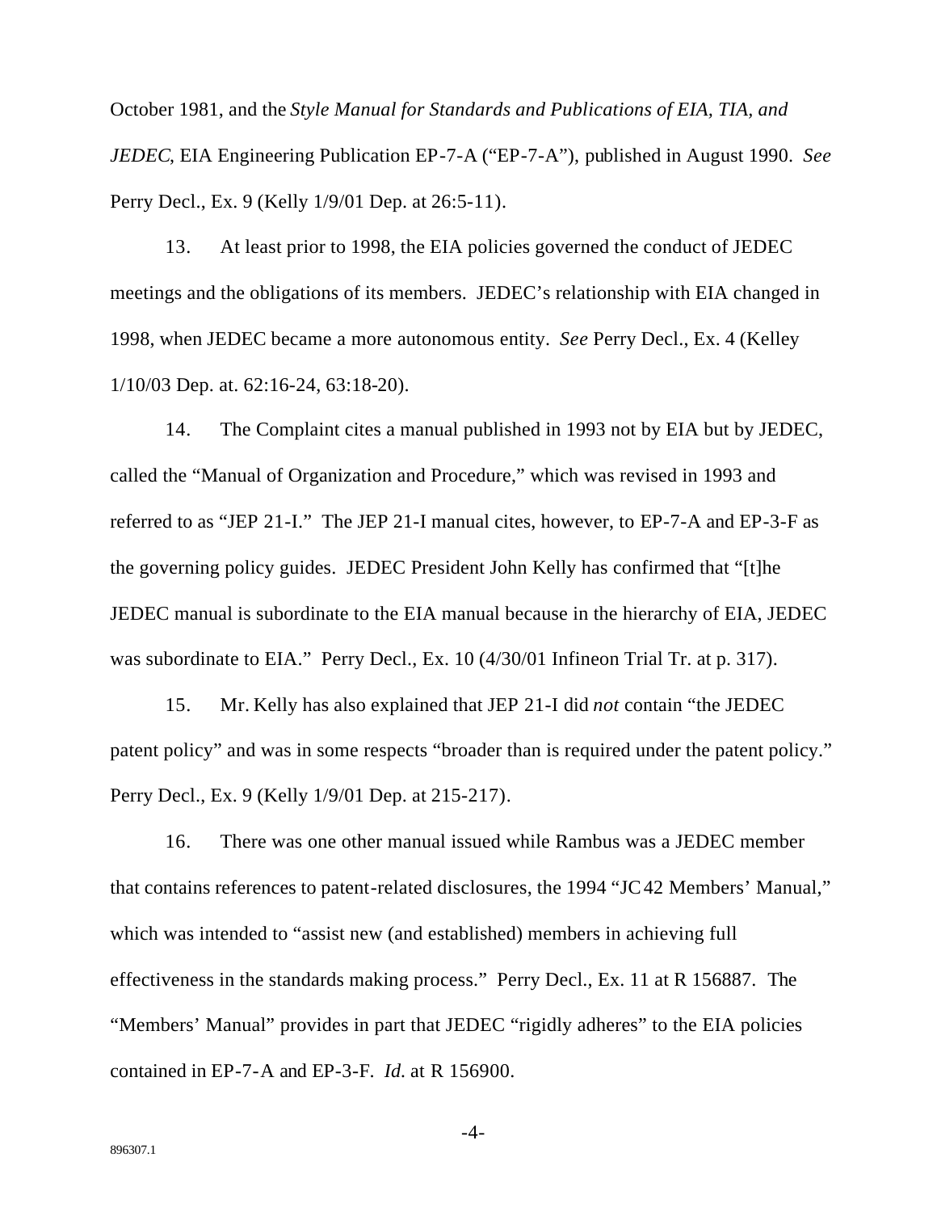October 1981, and the *Style Manual for Standards and Publications of EIA, TIA, and JEDEC*, EIA Engineering Publication EP-7-A ("EP-7-A"), published in August 1990. *See* Perry Decl., Ex. 9 (Kelly 1/9/01 Dep. at 26:5-11).

13. At least prior to 1998, the EIA policies governed the conduct of JEDEC meetings and the obligations of its members. JEDEC's relationship with EIA changed in 1998, when JEDEC became a more autonomous entity. *See* Perry Decl., Ex. 4 (Kelley 1/10/03 Dep. at. 62:16-24, 63:18-20).

14. The Complaint cites a manual published in 1993 not by EIA but by JEDEC, called the "Manual of Organization and Procedure," which was revised in 1993 and referred to as "JEP 21-I." The JEP 21-I manual cites, however, to EP-7-A and EP-3-F as the governing policy guides. JEDEC President John Kelly has confirmed that "[t]he JEDEC manual is subordinate to the EIA manual because in the hierarchy of EIA, JEDEC was subordinate to EIA." Perry Decl., Ex. 10 (4/30/01 Infineon Trial Tr. at p. 317).

15. Mr. Kelly has also explained that JEP 21-I did *not* contain "the JEDEC patent policy" and was in some respects "broader than is required under the patent policy." Perry Decl., Ex. 9 (Kelly 1/9/01 Dep. at 215-217).

16. There was one other manual issued while Rambus was a JEDEC member that contains references to patent-related disclosures, the 1994 "JC 42 Members' Manual," which was intended to "assist new (and established) members in achieving full effectiveness in the standards making process." Perry Decl., Ex. 11 at R 156887. The "Members' Manual" provides in part that JEDEC "rigidly adheres" to the EIA policies contained in EP-7-A and EP-3-F. *Id.* at R 156900.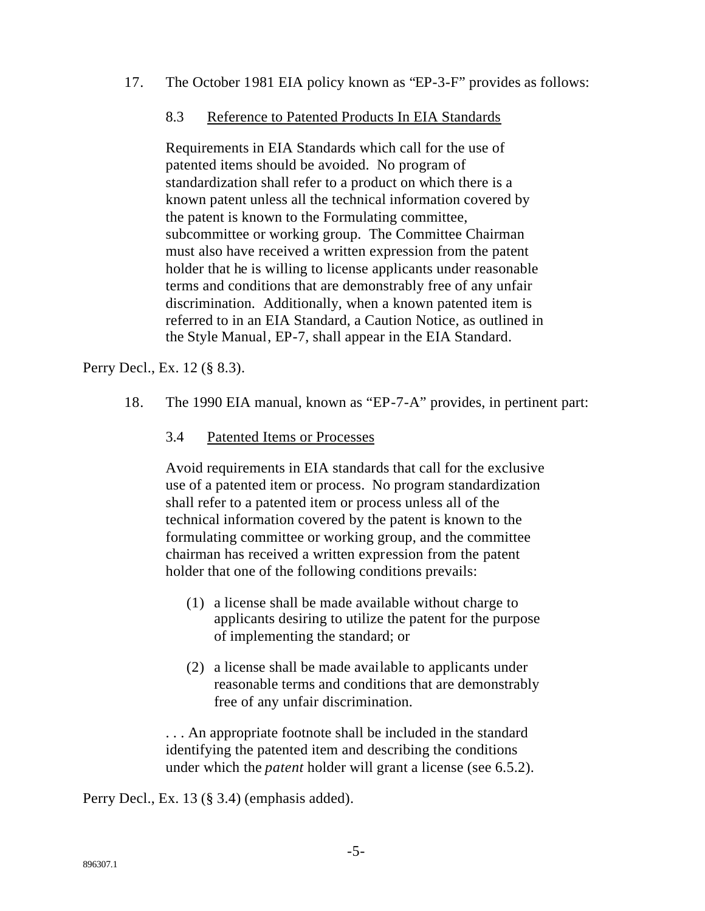17. The October 1981 EIA policy known as "EP-3-F" provides as follows:

> 8.3 <u>Reference to Patented Products In EIA Standards</u>
>
> Requirements in EIA Standards which call for the use of patented items should be avoided. No program of standardization shall refer to a product on which there is a known patent unless all the technical information covered by the patent is known to the Formulating committee, subcommittee or working group. The Committee Chairman must also have received a written expression from the patent holder that he is willing to license applicants under reasonable terms and conditions that are demonstrably free of any unfair discrimination. Additionally, when a known patented item is referred to in an EIA Standard, a Caution Notice, as outlined in the Style Manual, EP-7, shall appear in the EIA Standard.

Perry Decl., Ex. 12 (§ 8.3).

18. The 1990 EIA manual, known as "EP-7-A" provides, in pertinent part:

> 3.4 <u>Patented Items or Processes</u>
>
> Avoid requirements in EIA standards that call for the exclusive use of a patented item or process. No program standardization shall refer to a patented item or process unless all of the technical information covered by the patent is known to the formulating committee or working group, and the committee chairman has received a written expression from the patent holder that one of the following conditions prevails:
>
> (1) a license shall be made available without charge to applicants desiring to utilize the patent for the purpose of implementing the standard; or
>
> (2) a license shall be made available to applicants under reasonable terms and conditions that are demonstrably free of any unfair discrimination.
>
> . . . An appropriate footnote shall be included in the standard identifying the patented item and describing the conditions under which the *patent* holder will grant a license (see 6.5.2).

Perry Decl., Ex. 13 (§ 3.4) (emphasis added).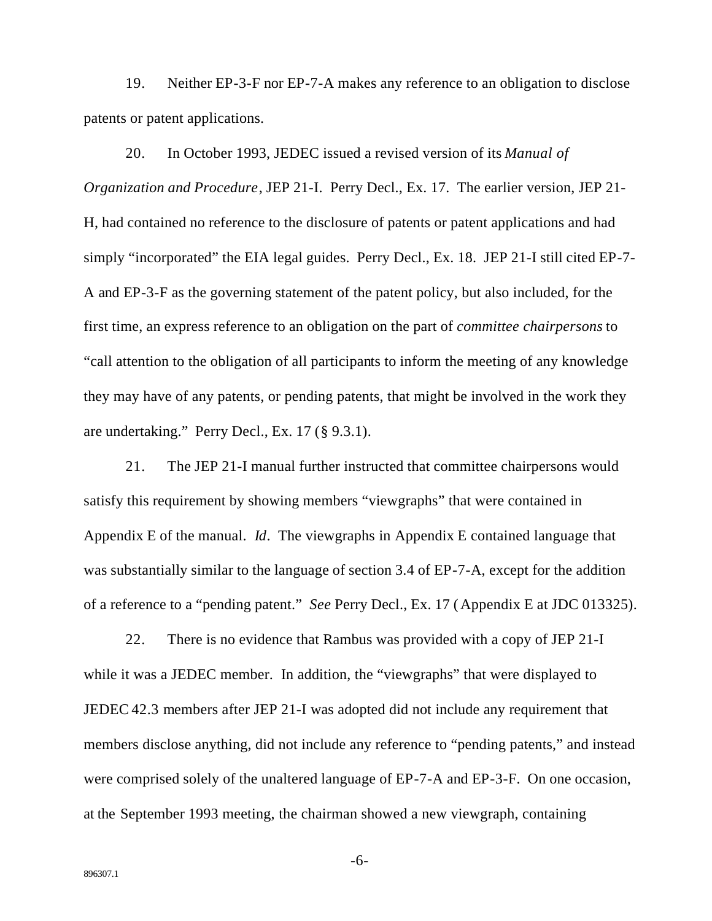19. Neither EP-3-F nor EP-7-A makes any reference to an obligation to disclose patents or patent applications.

20. In October 1993, JEDEC issued a revised version of its *Manual of Organization and Procedure*, JEP 21-I. Perry Decl., Ex. 17. The earlier version, JEP 21-H, had contained no reference to the disclosure of patents or patent applications and had simply "incorporated" the EIA legal guides. Perry Decl., Ex. 18. JEP 21-I still cited EP-7-A and EP-3-F as the governing statement of the patent policy, but also included, for the first time, an express reference to an obligation on the part of *committee chairpersons* to "call attention to the obligation of all participants to inform the meeting of any knowledge they may have of any patents, or pending patents, that might be involved in the work they are undertaking." Perry Decl., Ex. 17 (§ 9.3.1).

21. The JEP 21-I manual further instructed that committee chairpersons would satisfy this requirement by showing members "viewgraphs" that were contained in Appendix E of the manual. *Id*. The viewgraphs in Appendix E contained language that was substantially similar to the language of section 3.4 of EP-7-A, except for the addition of a reference to a "pending patent." *See* Perry Decl., Ex. 17 (Appendix E at JDC 013325).

22. There is no evidence that Rambus was provided with a copy of JEP 21-I while it was a JEDEC member. In addition, the "viewgraphs" that were displayed to JEDEC 42.3 members after JEP 21-I was adopted did not include any requirement that members disclose anything, did not include any reference to "pending patents," and instead were comprised solely of the unaltered language of EP-7-A and EP-3-F. On one occasion, at the September 1993 meeting, the chairman showed a new viewgraph, containing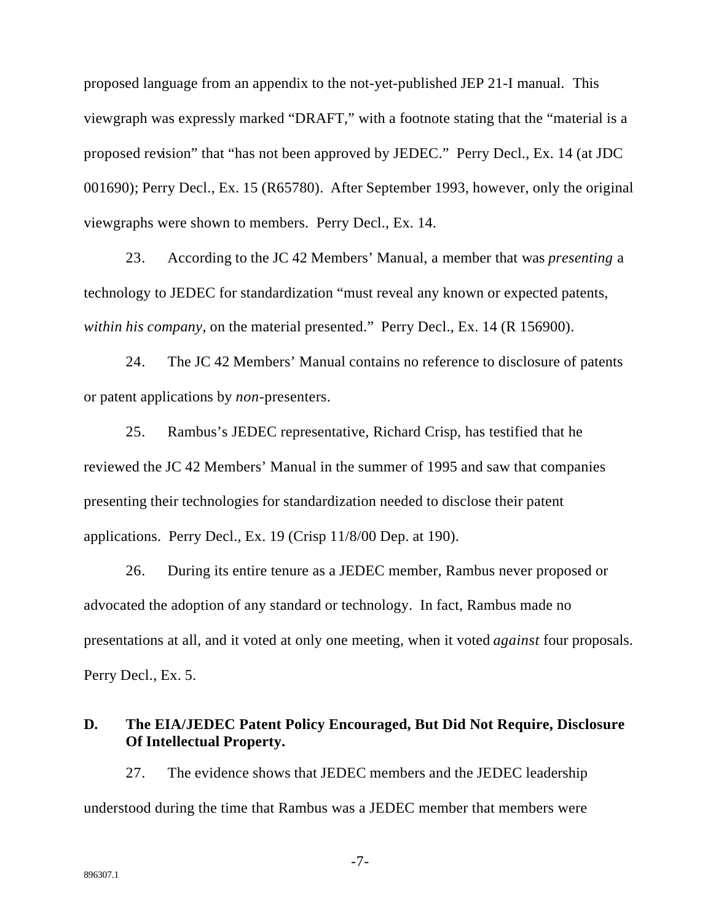proposed language from an appendix to the not-yet-published JEP 21-I manual. This viewgraph was expressly marked "DRAFT," with a footnote stating that the "material is a proposed revision" that "has not been approved by JEDEC." Perry Decl., Ex. 14 (at JDC 001690); Perry Decl., Ex. 15 (R65780). After September 1993, however, only the original viewgraphs were shown to members. Perry Decl., Ex. 14.

23. According to the JC 42 Members' Manual, a member that was *presenting* a technology to JEDEC for standardization "must reveal any known or expected patents, *within his company*, on the material presented." Perry Decl., Ex. 14 (R 156900).

24. The JC 42 Members' Manual contains no reference to disclosure of patents or patent applications by *non*-presenters.

25. Rambus's JEDEC representative, Richard Crisp, has testified that he reviewed the JC 42 Members' Manual in the summer of 1995 and saw that companies presenting their technologies for standardization needed to disclose their patent applications. Perry Decl., Ex. 19 (Crisp 11/8/00 Dep. at 190).

26. During its entire tenure as a JEDEC member, Rambus never proposed or advocated the adoption of any standard or technology. In fact, Rambus made no presentations at all, and it voted at only one meeting, when it voted *against* four proposals. Perry Decl., Ex. 5.

### D. The EIA/JEDEC Patent Policy Encouraged, But Did Not Require, Disclosure Of Intellectual Property.

27. The evidence shows that JEDEC members and the JEDEC leadership understood during the time that Rambus was a JEDEC member that members were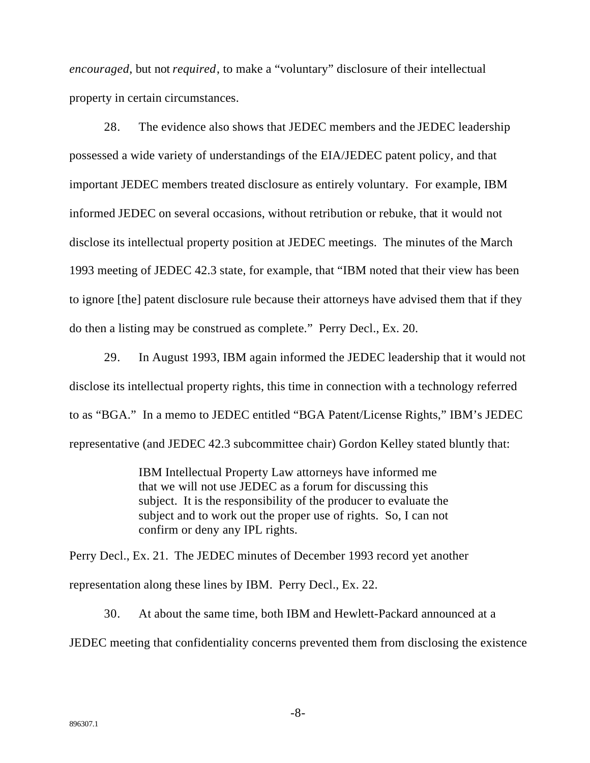*encouraged*, but not *required*, to make a "voluntary" disclosure of their intellectual property in certain circumstances.

28. The evidence also shows that JEDEC members and the JEDEC leadership possessed a wide variety of understandings of the EIA/JEDEC patent policy, and that important JEDEC members treated disclosure as entirely voluntary. For example, IBM informed JEDEC on several occasions, without retribution or rebuke, that it would not disclose its intellectual property position at JEDEC meetings. The minutes of the March 1993 meeting of JEDEC 42.3 state, for example, that "IBM noted that their view has been to ignore [the] patent disclosure rule because their attorneys have advised them that if they do then a listing may be construed as complete." Perry Decl., Ex. 20.

29. In August 1993, IBM again informed the JEDEC leadership that it would not disclose its intellectual property rights, this time in connection with a technology referred to as "BGA." In a memo to JEDEC entitled "BGA Patent/License Rights," IBM's JEDEC representative (and JEDEC 42.3 subcommittee chair) Gordon Kelley stated bluntly that:

> IBM Intellectual Property Law attorneys have informed me that we will not use JEDEC as a forum for discussing this subject. It is the responsibility of the producer to evaluate the subject and to work out the proper use of rights. So, I can not confirm or deny any IPL rights.

Perry Decl., Ex. 21. The JEDEC minutes of December 1993 record yet another representation along these lines by IBM. Perry Decl., Ex. 22.

30. At about the same time, both IBM and Hewlett-Packard announced at a JEDEC meeting that confidentiality concerns prevented them from disclosing the existence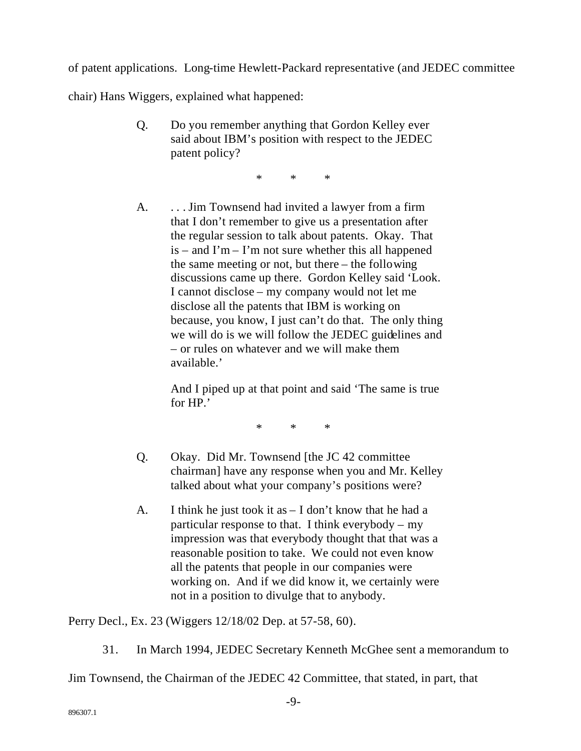of patent applications. Long-time Hewlett-Packard representative (and JEDEC committee chair) Hans Wiggers, explained what happened:

> Q. Do you remember anything that Gordon Kelley ever said about IBM's position with respect to the JEDEC patent policy?
>
> \* \* \*
>
> A. . . . Jim Townsend had invited a lawyer from a firm that I don't remember to give us a presentation after the regular session to talk about patents. Okay. That is – and I'm – I'm not sure whether this all happened the same meeting or not, but there – the following discussions came up there. Gordon Kelley said 'Look. I cannot disclose – my company would not let me disclose all the patents that IBM is working on because, you know, I just can't do that. The only thing we will do is we will follow the JEDEC guidelines and – or rules on whatever and we will make them available.'
>
> And I piped up at that point and said 'The same is true for HP.'
>
> \* \* \*
>
> Q. Okay. Did Mr. Townsend [the JC 42 committee chairman] have any response when you and Mr. Kelley talked about what your company's positions were?
>
> A. I think he just took it as – I don't know that he had a particular response to that. I think everybody – my impression was that everybody thought that that was a reasonable position to take. We could not even know all the patents that people in our companies were working on. And if we did know it, we certainly were not in a position to divulge that to anybody.

Perry Decl., Ex. 23 (Wiggers 12/18/02 Dep. at 57-58, 60).

31. In March 1994, JEDEC Secretary Kenneth McGhee sent a memorandum to Jim Townsend, the Chairman of the JEDEC 42 Committee, that stated, in part, that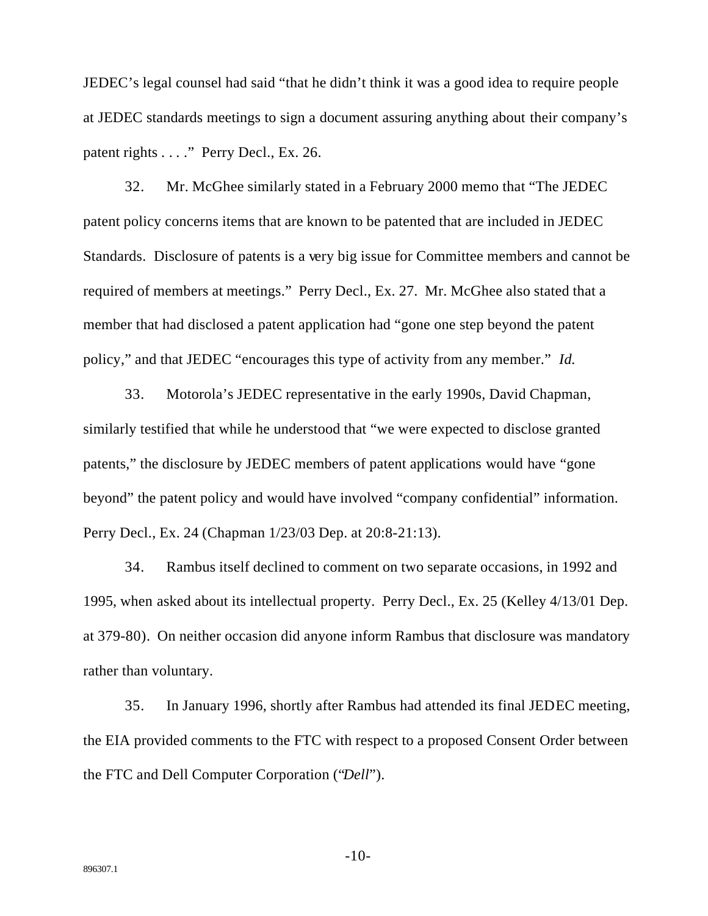JEDEC's legal counsel had said "that he didn't think it was a good idea to require people at JEDEC standards meetings to sign a document assuring anything about their company's patent rights . . . ." Perry Decl., Ex. 26.

32. Mr. McGhee similarly stated in a February 2000 memo that "The JEDEC patent policy concerns items that are known to be patented that are included in JEDEC Standards. Disclosure of patents is a very big issue for Committee members and cannot be required of members at meetings." Perry Decl., Ex. 27. Mr. McGhee also stated that a member that had disclosed a patent application had "gone one step beyond the patent policy," and that JEDEC "encourages this type of activity from any member." *Id.*

33. Motorola's JEDEC representative in the early 1990s, David Chapman, similarly testified that while he understood that "we were expected to disclose granted patents," the disclosure by JEDEC members of patent applications would have "gone beyond" the patent policy and would have involved "company confidential" information. Perry Decl., Ex. 24 (Chapman 1/23/03 Dep. at 20:8-21:13).

34. Rambus itself declined to comment on two separate occasions, in 1992 and 1995, when asked about its intellectual property. Perry Decl., Ex. 25 (Kelley 4/13/01 Dep. at 379-80). On neither occasion did anyone inform Rambus that disclosure was mandatory rather than voluntary.

35. In January 1996, shortly after Rambus had attended its final JEDEC meeting, the EIA provided comments to the FTC with respect to a proposed Consent Order between the FTC and Dell Computer Corporation ("*Dell*").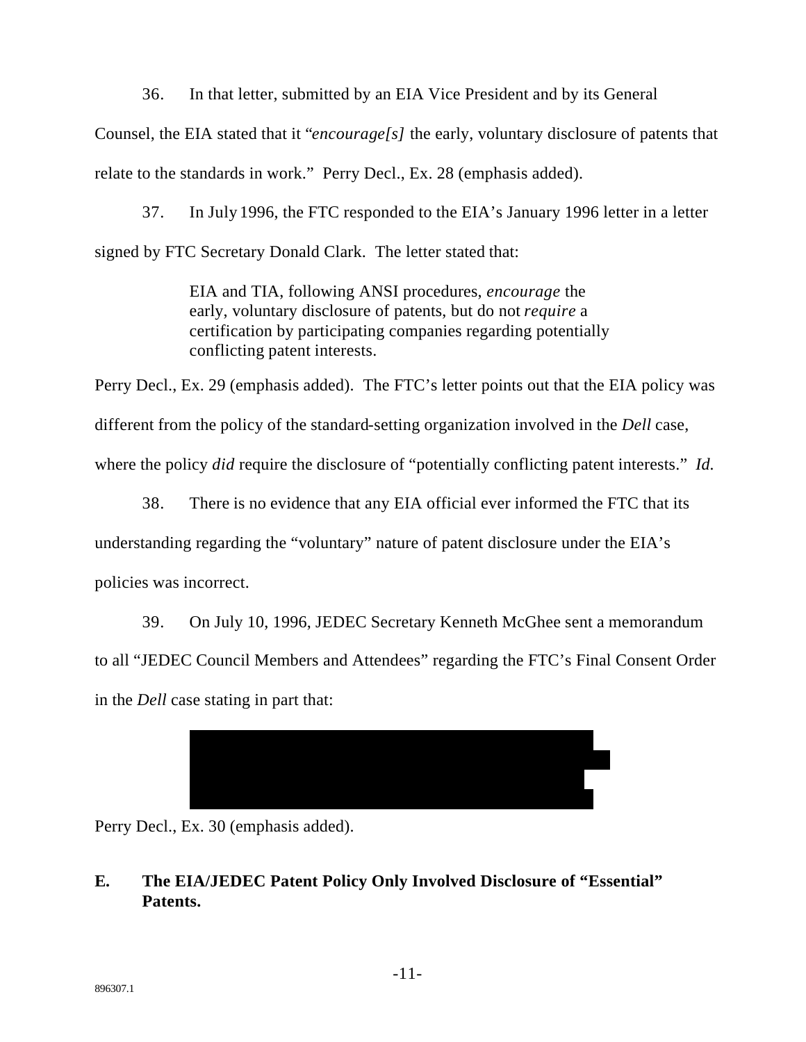36. In that letter, submitted by an EIA Vice President and by its General Counsel, the EIA stated that it "*encourage[s]* the early, voluntary disclosure of patents that relate to the standards in work." Perry Decl., Ex. 28 (emphasis added).

37. In July 1996, the FTC responded to the EIA's January 1996 letter in a letter signed by FTC Secretary Donald Clark. The letter stated that:

> EIA and TIA, following ANSI procedures, *encourage* the early, voluntary disclosure of patents, but do not *require* a certification by participating companies regarding potentially conflicting patent interests.

Perry Decl., Ex. 29 (emphasis added). The FTC's letter points out that the EIA policy was different from the policy of the standard-setting organization involved in the *Dell* case, where the policy *did* require the disclosure of "potentially conflicting patent interests." *Id.*

38. There is no evidence that any EIA official ever informed the FTC that its understanding regarding the "voluntary" nature of patent disclosure under the EIA's policies was incorrect.

39. On July 10, 1996, JEDEC Secretary Kenneth McGhee sent a memorandum to all "JEDEC Council Members and Attendees" regarding the FTC's Final Consent Order in the *Dell* case stating in part that:

> [REDACTED]

Perry Decl., Ex. 30 (emphasis added).

## E. The EIA/JEDEC Patent Policy Only Involved Disclosure of "Essential" Patents.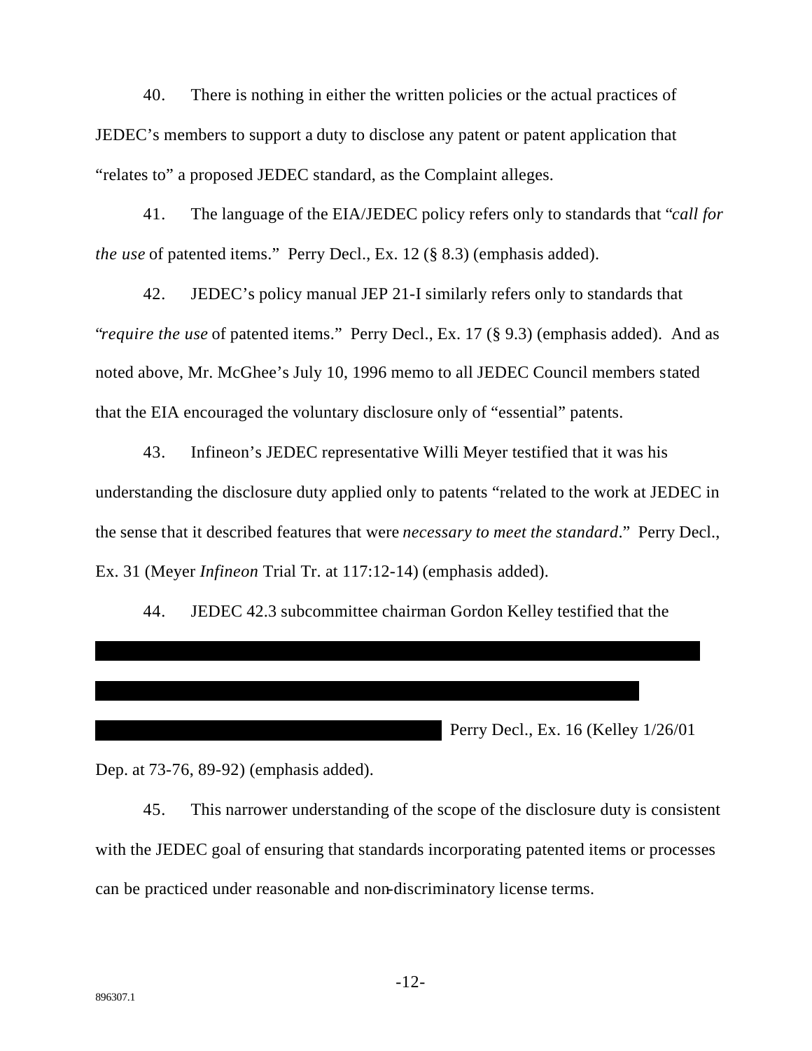40. There is nothing in either the written policies or the actual practices of JEDEC's members to support a duty to disclose any patent or patent application that "relates to" a proposed JEDEC standard, as the Complaint alleges.

41. The language of the EIA/JEDEC policy refers only to standards that "*call for the use* of patented items." Perry Decl., Ex. 12 (§ 8.3) (emphasis added).

42. JEDEC's policy manual JEP 21-I similarly refers only to standards that "*require the use* of patented items." Perry Decl., Ex. 17 (§ 9.3) (emphasis added). And as noted above, Mr. McGhee's July 10, 1996 memo to all JEDEC Council members stated that the EIA encouraged the voluntary disclosure only of "essential" patents.

43. Infineon's JEDEC representative Willi Meyer testified that it was his understanding the disclosure duty applied only to patents "related to the work at JEDEC in the sense that it described features that were *necessary to meet the standard*." Perry Decl., Ex. 31 (Meyer *Infineon* Trial Tr. at 117:12-14) (emphasis added).

44. JEDEC 42.3 subcommittee chairman Gordon Kelley testified that the [REDACTED] Perry Decl., Ex. 16 (Kelley 1/26/01 Dep. at 73-76, 89-92) (emphasis added).

45. This narrower understanding of the scope of the disclosure duty is consistent with the JEDEC goal of ensuring that standards incorporating patented items or processes can be practiced under reasonable and non-discriminatory license terms.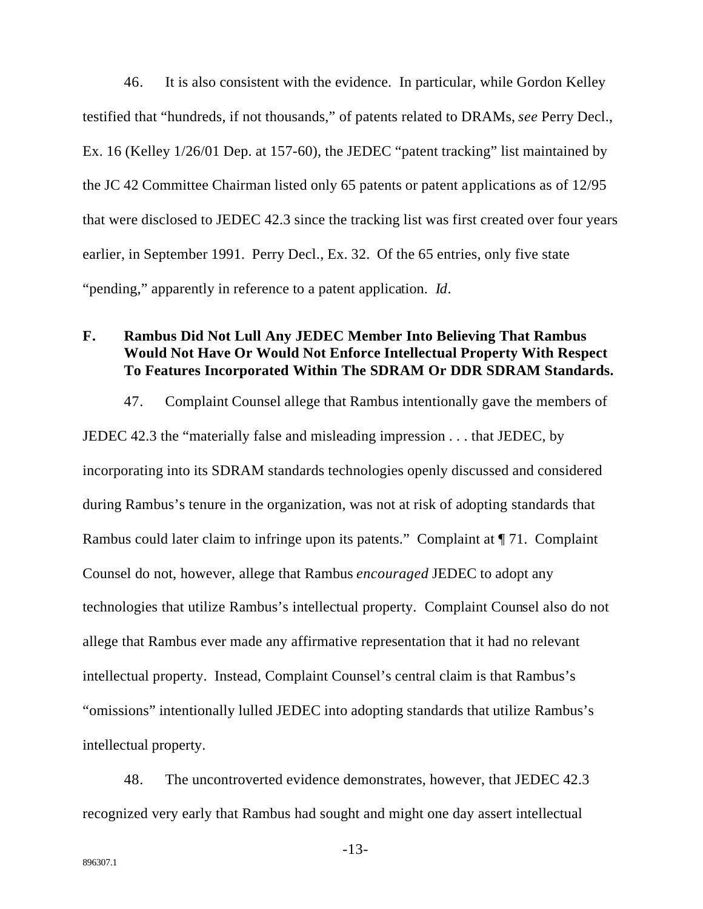46. It is also consistent with the evidence. In particular, while Gordon Kelley testified that "hundreds, if not thousands," of patents related to DRAMs, *see* Perry Decl., Ex. 16 (Kelley 1/26/01 Dep. at 157-60), the JEDEC "patent tracking" list maintained by the JC 42 Committee Chairman listed only 65 patents or patent applications as of 12/95 that were disclosed to JEDEC 42.3 since the tracking list was first created over four years earlier, in September 1991. Perry Decl., Ex. 32. Of the 65 entries, only five state "pending," apparently in reference to a patent application. *Id*.

### F. Rambus Did Not Lull Any JEDEC Member Into Believing That Rambus Would Not Have Or Would Not Enforce Intellectual Property With Respect To Features Incorporated Within The SDRAM Or DDR SDRAM Standards.

47. Complaint Counsel allege that Rambus intentionally gave the members of JEDEC 42.3 the "materially false and misleading impression . . . that JEDEC, by incorporating into its SDRAM standards technologies openly discussed and considered during Rambus's tenure in the organization, was not at risk of adopting standards that Rambus could later claim to infringe upon its patents." Complaint at ¶ 71. Complaint Counsel do not, however, allege that Rambus *encouraged* JEDEC to adopt any technologies that utilize Rambus's intellectual property. Complaint Counsel also do not allege that Rambus ever made any affirmative representation that it had no relevant intellectual property. Instead, Complaint Counsel's central claim is that Rambus's "omissions" intentionally lulled JEDEC into adopting standards that utilize Rambus's intellectual property.

48. The uncontroverted evidence demonstrates, however, that JEDEC 42.3 recognized very early that Rambus had sought and might one day assert intellectual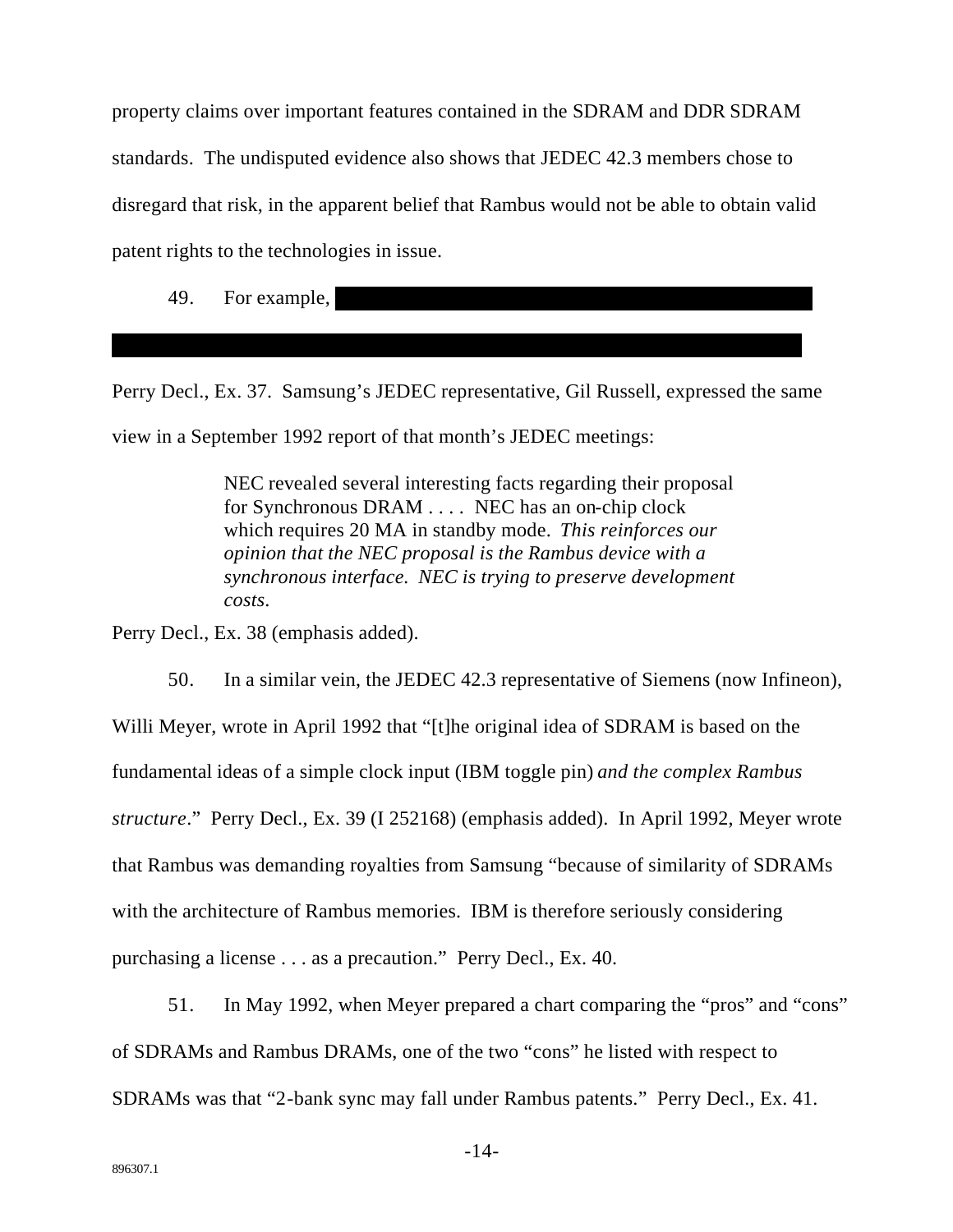property claims over important features contained in the SDRAM and DDR SDRAM standards. The undisputed evidence also shows that JEDEC 42.3 members chose to disregard that risk, in the apparent belief that Rambus would not be able to obtain valid patent rights to the technologies in issue.

49. For example, [REDACTED]

Perry Decl., Ex. 37. Samsung's JEDEC representative, Gil Russell, expressed the same view in a September 1992 report of that month's JEDEC meetings:

> NEC revealed several interesting facts regarding their proposal for Synchronous DRAM . . . . NEC has an on-chip clock which requires 20 MA in standby mode. *This reinforces our opinion that the NEC proposal is the Rambus device with a synchronous interface. NEC is trying to preserve development costs.*

Perry Decl., Ex. 38 (emphasis added).

50. In a similar vein, the JEDEC 42.3 representative of Siemens (now Infineon), Willi Meyer, wrote in April 1992 that "[t]he original idea of SDRAM is based on the fundamental ideas of a simple clock input (IBM toggle pin) *and the complex Rambus structure*." Perry Decl., Ex. 39 (I 252168) (emphasis added). In April 1992, Meyer wrote that Rambus was demanding royalties from Samsung "because of similarity of SDRAMs with the architecture of Rambus memories. IBM is therefore seriously considering purchasing a license . . . as a precaution." Perry Decl., Ex. 40.

51. In May 1992, when Meyer prepared a chart comparing the "pros" and "cons" of SDRAMs and Rambus DRAMs, one of the two "cons" he listed with respect to SDRAMs was that "2-bank sync may fall under Rambus patents." Perry Decl., Ex. 41.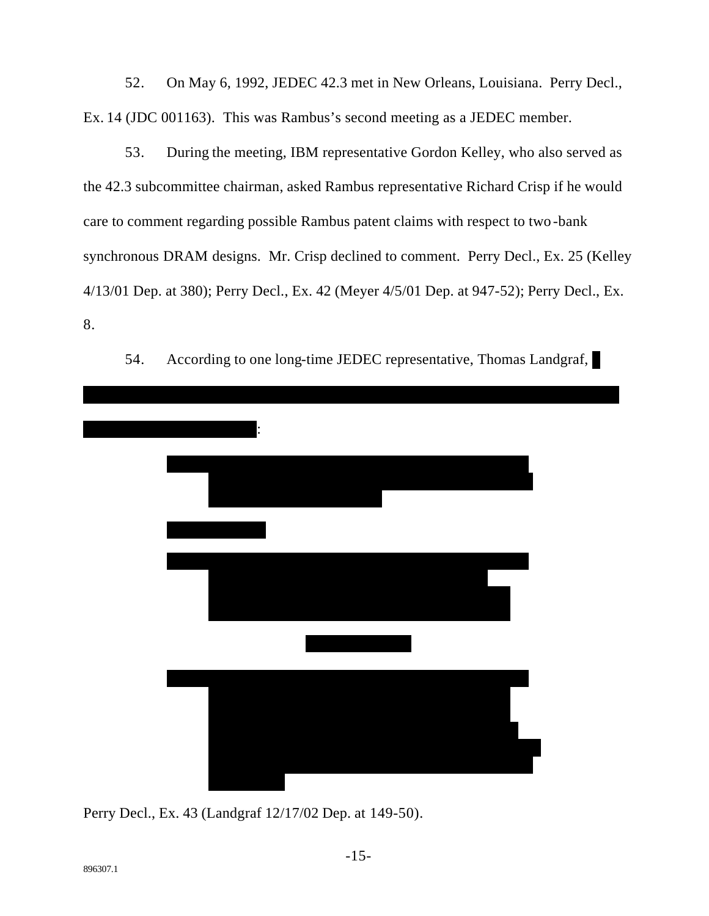52. On May 6, 1992, JEDEC 42.3 met in New Orleans, Louisiana. Perry Decl., Ex. 14 (JDC 001163). This was Rambus's second meeting as a JEDEC member.

53. During the meeting, IBM representative Gordon Kelley, who also served as the 42.3 subcommittee chairman, asked Rambus representative Richard Crisp if he would care to comment regarding possible Rambus patent claims with respect to two-bank synchronous DRAM designs. Mr. Crisp declined to comment. Perry Decl., Ex. 25 (Kelley 4/13/01 Dep. at 380); Perry Decl., Ex. 42 (Meyer 4/5/01 Dep. at 947-52); Perry Decl., Ex. 8.

54. According to one long-time JEDEC representative, Thomas Landgraf, [REDACTED]:

[REDACTED]

Perry Decl., Ex. 43 (Landgraf 12/17/02 Dep. at 149-50).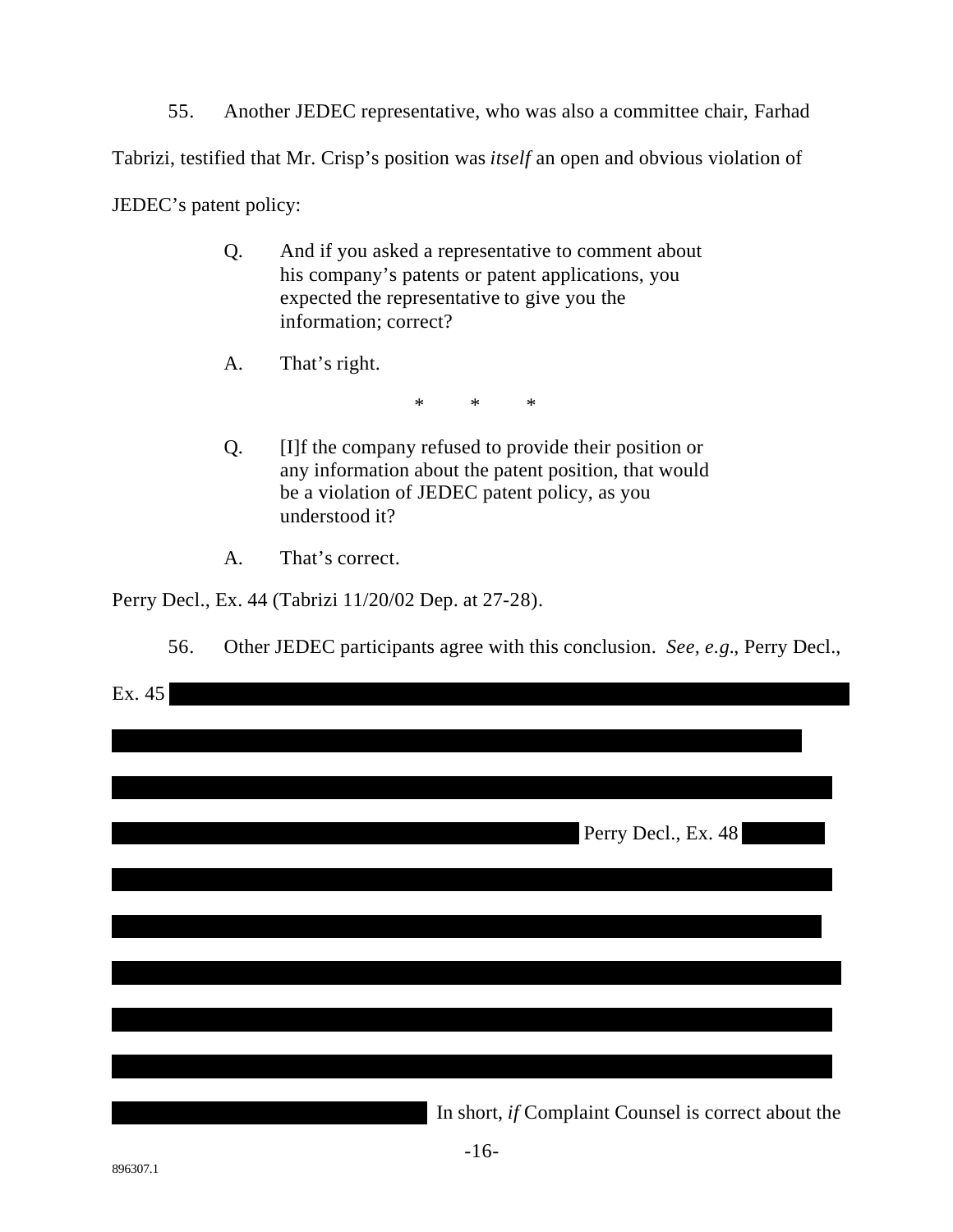55. Another JEDEC representative, who was also a committee chair, Farhad Tabrizi, testified that Mr. Crisp's position was *itself* an open and obvious violation of JEDEC's patent policy:

> Q. And if you asked a representative to comment about his company's patents or patent applications, you expected the representative to give you the information; correct?
>
> A. That's right.
>
> \* \* \*
>
> Q. [I]f the company refused to provide their position or any information about the patent position, that would be a violation of JEDEC patent policy, as you understood it?
>
> A. That's correct.

Perry Decl., Ex. 44 (Tabrizi 11/20/02 Dep. at 27-28).

56. Other JEDEC participants agree with this conclusion. *See, e.g.*, Perry Decl., Ex. 45 [REDACTED] Perry Decl., Ex. 48 [REDACTED] In short, *if* Complaint Counsel is correct about the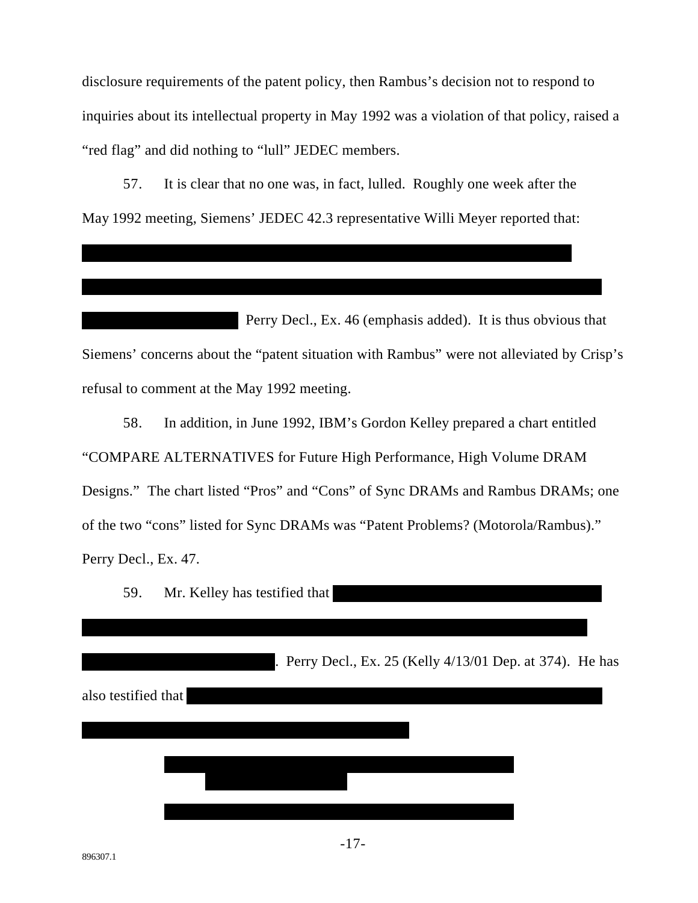disclosure requirements of the patent policy, then Rambus's decision not to respond to inquiries about its intellectual property in May 1992 was a violation of that policy, raised a "red flag" and did nothing to "lull" JEDEC members.

57. It is clear that no one was, in fact, lulled. Roughly one week after the May 1992 meeting, Siemens' JEDEC 42.3 representative Willi Meyer reported that:

Perry Decl., Ex. 46 (emphasis added). It is thus obvious that Siemens' concerns about the "patent situation with Rambus" were not alleviated by Crisp's refusal to comment at the May 1992 meeting.

58. In addition, in June 1992, IBM's Gordon Kelley prepared a chart entitled "COMPARE ALTERNATIVES for Future High Performance, High Volume DRAM Designs." The chart listed "Pros" and "Cons" of Sync DRAMs and Rambus DRAMs; one of the two "cons" listed for Sync DRAMs was "Patent Problems? (Motorola/Rambus)." Perry Decl., Ex. 47.

59. Mr. Kelley has testified that

. Perry Decl., Ex. 25 (Kelly 4/13/01 Dep. at 374). He has also testified that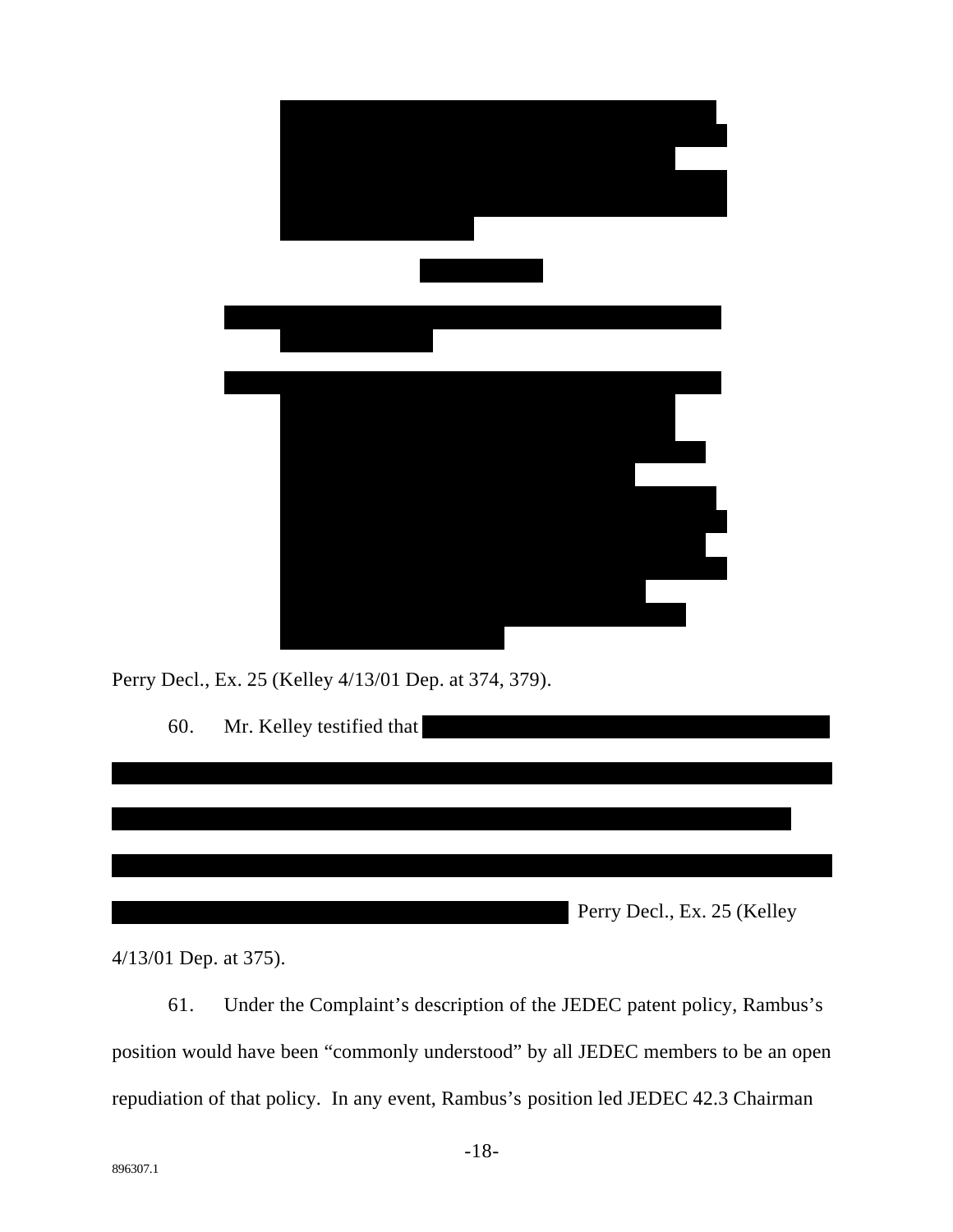Perry Decl., Ex. 25 (Kelley 4/13/01 Dep. at 374, 379).

60. Mr. Kelley testified that

Perry Decl., Ex. 25 (Kelley 4/13/01 Dep. at 375).

61. Under the Complaint's description of the JEDEC patent policy, Rambus's position would have been "commonly understood" by all JEDEC members to be an open repudiation of that policy. In any event, Rambus's position led JEDEC 42.3 Chairman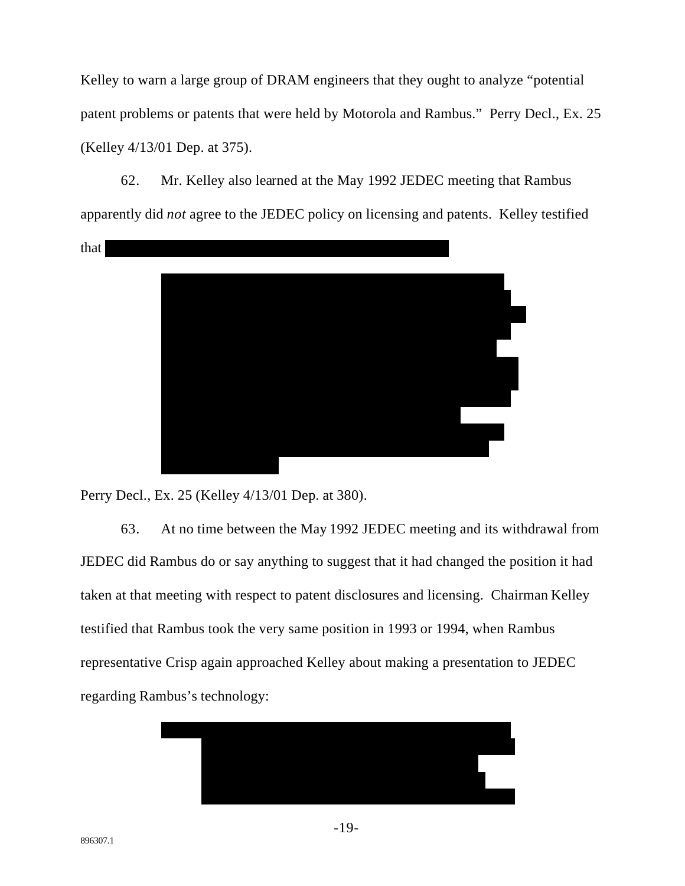Kelley to warn a large group of DRAM engineers that they ought to analyze "potential patent problems or patents that were held by Motorola and Rambus." Perry Decl., Ex. 25 (Kelley 4/13/01 Dep. at 375).

62. Mr. Kelley also learned at the May 1992 JEDEC meeting that Rambus apparently did *not* agree to the JEDEC policy on licensing and patents. Kelley testified that

Perry Decl., Ex. 25 (Kelley 4/13/01 Dep. at 380).

63. At no time between the May 1992 JEDEC meeting and its withdrawal from JEDEC did Rambus do or say anything to suggest that it had changed the position it had taken at that meeting with respect to patent disclosures and licensing. Chairman Kelley testified that Rambus took the very same position in 1993 or 1994, when Rambus representative Crisp again approached Kelley about making a presentation to JEDEC regarding Rambus's technology: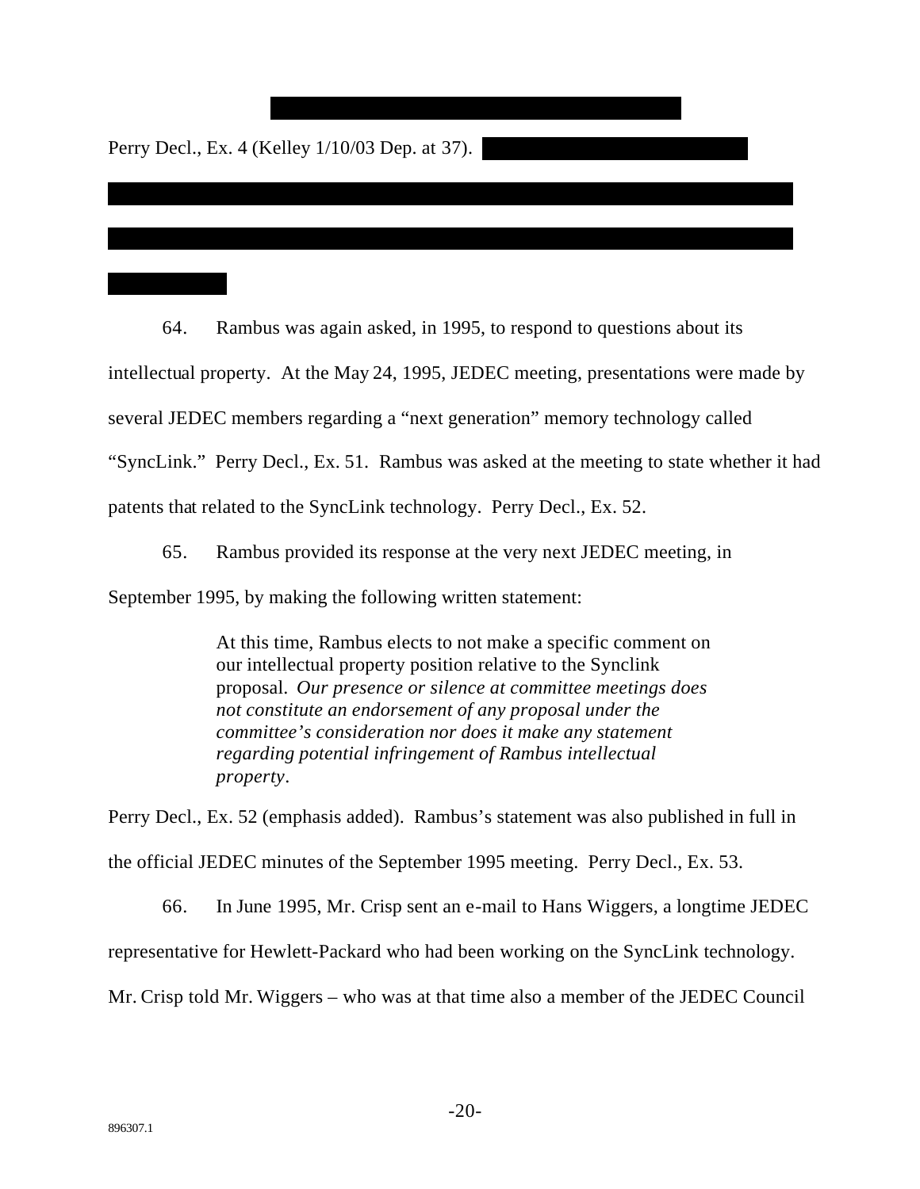Perry Decl., Ex. 4 (Kelley 1/10/03 Dep. at 37).

64. Rambus was again asked, in 1995, to respond to questions about its intellectual property. At the May 24, 1995, JEDEC meeting, presentations were made by several JEDEC members regarding a "next generation" memory technology called "SyncLink." Perry Decl., Ex. 51. Rambus was asked at the meeting to state whether it had patents that related to the SyncLink technology. Perry Decl., Ex. 52.

65. Rambus provided its response at the very next JEDEC meeting, in September 1995, by making the following written statement:

> At this time, Rambus elects to not make a specific comment on our intellectual property position relative to the Synclink proposal. *Our presence or silence at committee meetings does not constitute an endorsement of any proposal under the committee's consideration nor does it make any statement regarding potential infringement of Rambus intellectual property*.

Perry Decl., Ex. 52 (emphasis added). Rambus's statement was also published in full in the official JEDEC minutes of the September 1995 meeting. Perry Decl., Ex. 53.

66. In June 1995, Mr. Crisp sent an e-mail to Hans Wiggers, a longtime JEDEC representative for Hewlett-Packard who had been working on the SyncLink technology. Mr. Crisp told Mr. Wiggers – who was at that time also a member of the JEDEC Council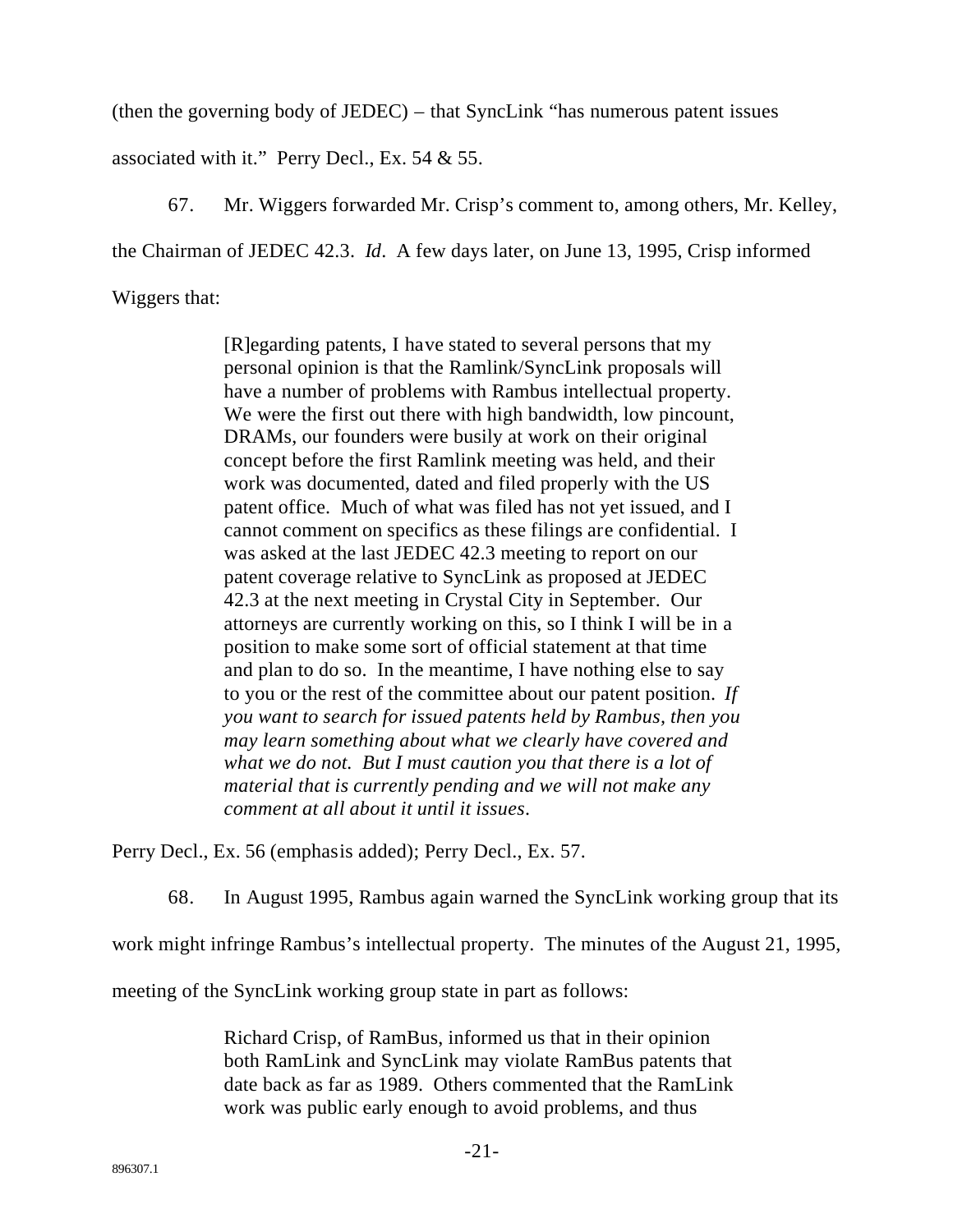(then the governing body of JEDEC) – that SyncLink "has numerous patent issues associated with it." Perry Decl., Ex. 54 & 55.

67. Mr. Wiggers forwarded Mr. Crisp's comment to, among others, Mr. Kelley, the Chairman of JEDEC 42.3. *Id*. A few days later, on June 13, 1995, Crisp informed Wiggers that:

> [R]egarding patents, I have stated to several persons that my personal opinion is that the Ramlink/SyncLink proposals will have a number of problems with Rambus intellectual property. We were the first out there with high bandwidth, low pincount, DRAMs, our founders were busily at work on their original concept before the first Ramlink meeting was held, and their work was documented, dated and filed properly with the US patent office. Much of what was filed has not yet issued, and I cannot comment on specifics as these filings are confidential. I was asked at the last JEDEC 42.3 meeting to report on our patent coverage relative to SyncLink as proposed at JEDEC 42.3 at the next meeting in Crystal City in September. Our attorneys are currently working on this, so I think I will be in a position to make some sort of official statement at that time and plan to do so. In the meantime, I have nothing else to say to you or the rest of the committee about our patent position. *If you want to search for issued patents held by Rambus, then you may learn something about what we clearly have covered and what we do not. But I must caution you that there is a lot of material that is currently pending and we will not make any comment at all about it until it issues*.

Perry Decl., Ex. 56 (emphasis added); Perry Decl., Ex. 57.

68. In August 1995, Rambus again warned the SyncLink working group that its work might infringe Rambus's intellectual property. The minutes of the August 21, 1995, meeting of the SyncLink working group state in part as follows:

> Richard Crisp, of RamBus, informed us that in their opinion both RamLink and SyncLink may violate RamBus patents that date back as far as 1989. Others commented that the RamLink work was public early enough to avoid problems, and thus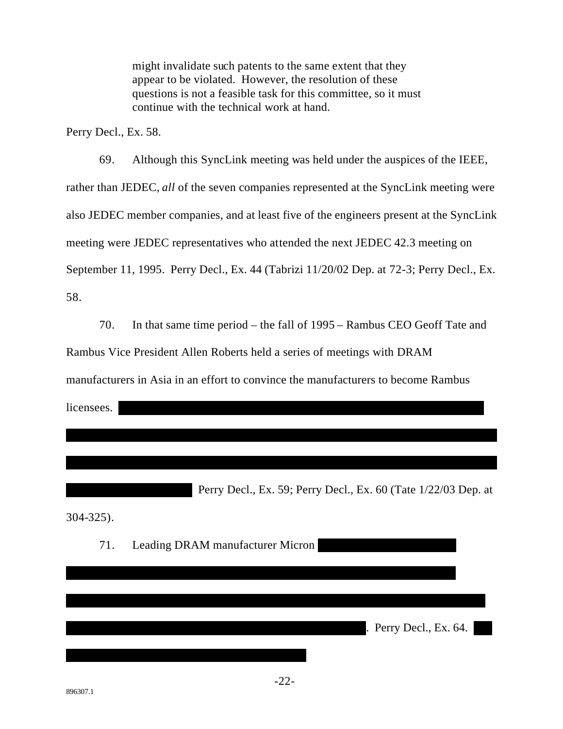> might invalidate such patents to the same extent that they appear to be violated. However, the resolution of these questions is not a feasible task for this committee, so it must continue with the technical work at hand.

Perry Decl., Ex. 58.

69. Although this SyncLink meeting was held under the auspices of the IEEE, rather than JEDEC, *all* of the seven companies represented at the SyncLink meeting were also JEDEC member companies, and at least five of the engineers present at the SyncLink meeting were JEDEC representatives who attended the next JEDEC 42.3 meeting on September 11, 1995. Perry Decl., Ex. 44 (Tabrizi 11/20/02 Dep. at 72-3; Perry Decl., Ex. 58.

70. In that same time period – the fall of 1995 – Rambus CEO Geoff Tate and Rambus Vice President Allen Roberts held a series of meetings with DRAM manufacturers in Asia in an effort to convince the manufacturers to become Rambus licensees. [REDACTED] Perry Decl., Ex. 59; Perry Decl., Ex. 60 (Tate 1/22/03 Dep. at 304-325).

71. Leading DRAM manufacturer Micron [REDACTED]. Perry Decl., Ex. 64. [REDACTED]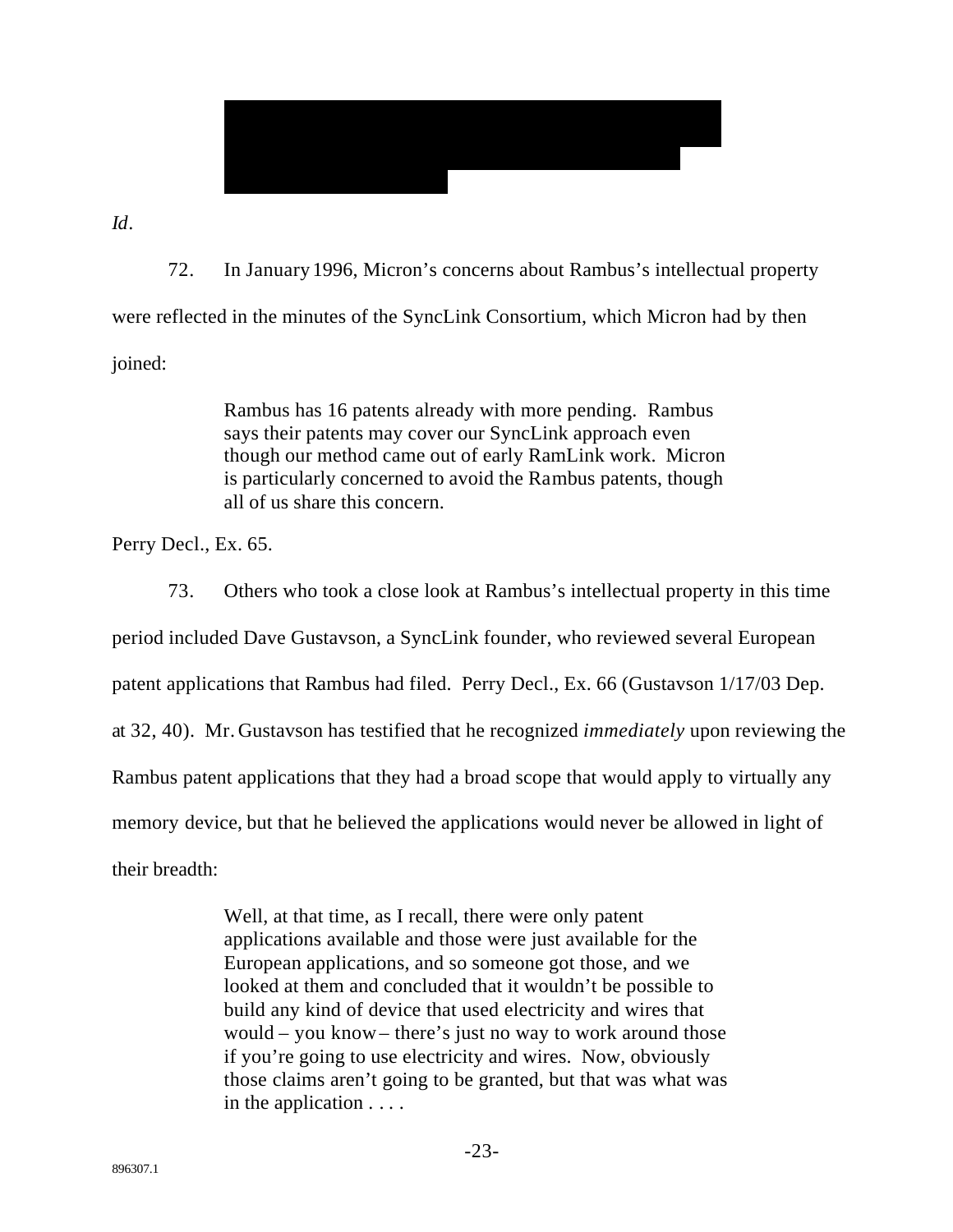*Id*.

72. In January 1996, Micron's concerns about Rambus's intellectual property were reflected in the minutes of the SyncLink Consortium, which Micron had by then joined:

> Rambus has 16 patents already with more pending. Rambus says their patents may cover our SyncLink approach even though our method came out of early RamLink work. Micron is particularly concerned to avoid the Rambus patents, though all of us share this concern.

Perry Decl., Ex. 65.

73. Others who took a close look at Rambus's intellectual property in this time period included Dave Gustavson, a SyncLink founder, who reviewed several European patent applications that Rambus had filed. Perry Decl., Ex. 66 (Gustavson 1/17/03 Dep. at 32, 40). Mr. Gustavson has testified that he recognized *immediately* upon reviewing the Rambus patent applications that they had a broad scope that would apply to virtually any memory device, but that he believed the applications would never be allowed in light of their breadth:

> Well, at that time, as I recall, there were only patent applications available and those were just available for the European applications, and so someone got those, and we looked at them and concluded that it wouldn't be possible to build any kind of device that used electricity and wires that would – you know – there's just no way to work around those if you're going to use electricity and wires. Now, obviously those claims aren't going to be granted, but that was what was in the application . . . .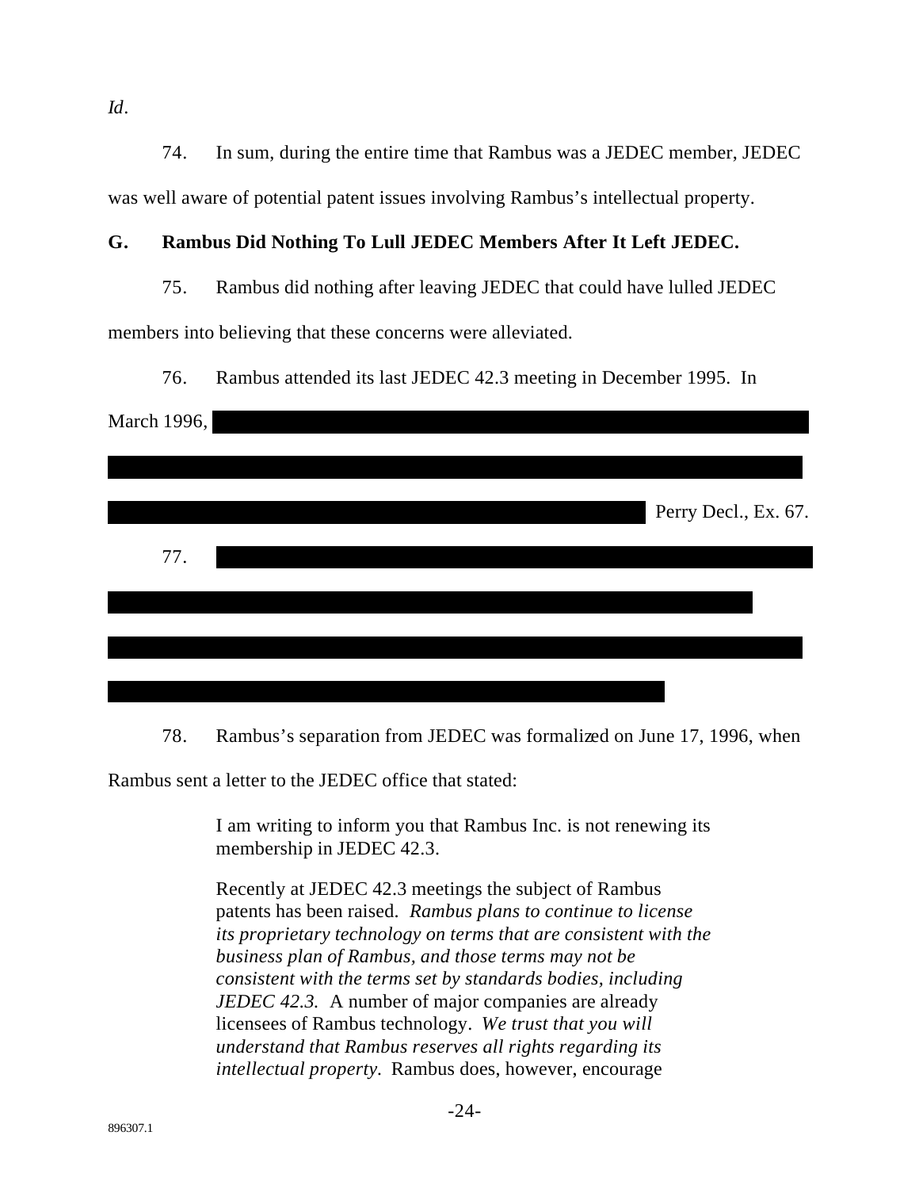*Id*.

74. In sum, during the entire time that Rambus was a JEDEC member, JEDEC was well aware of potential patent issues involving Rambus's intellectual property.

**G. Rambus Did Nothing To Lull JEDEC Members After It Left JEDEC.**

75. Rambus did nothing after leaving JEDEC that could have lulled JEDEC members into believing that these concerns were alleviated.

76. Rambus attended its last JEDEC 42.3 meeting in December 1995. In March 1996, [REDACTED] Perry Decl., Ex. 67.

77. [REDACTED]

78. Rambus's separation from JEDEC was formalized on June 17, 1996, when Rambus sent a letter to the JEDEC office that stated:

> I am writing to inform you that Rambus Inc. is not renewing its membership in JEDEC 42.3.
>
> Recently at JEDEC 42.3 meetings the subject of Rambus patents has been raised. *Rambus plans to continue to license its proprietary technology on terms that are consistent with the business plan of Rambus, and those terms may not be consistent with the terms set by standards bodies, including JEDEC 42.3.* A number of major companies are already licensees of Rambus technology. *We trust that you will understand that Rambus reserves all rights regarding its intellectual property.* Rambus does, however, encourage

896307.1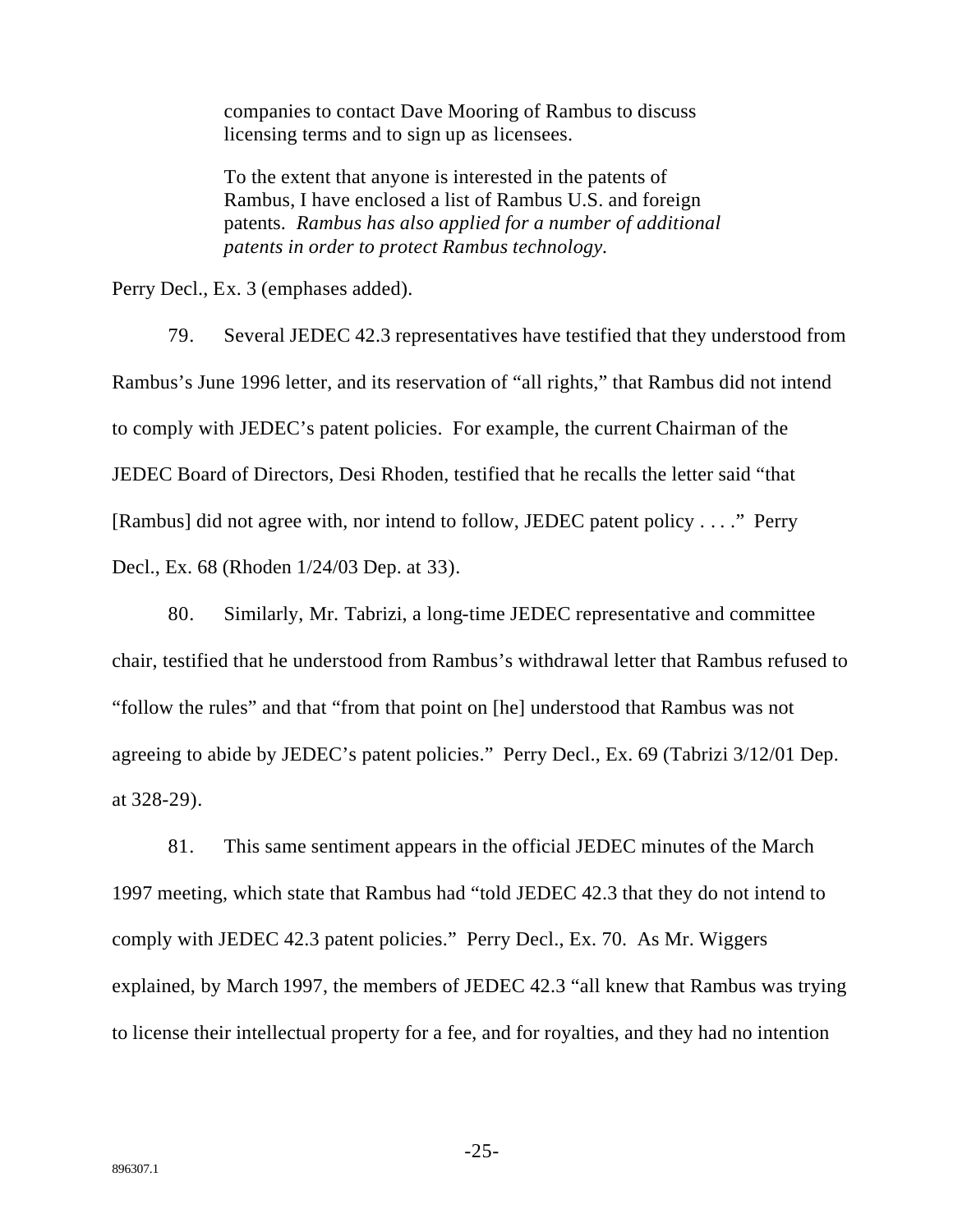> companies to contact Dave Mooring of Rambus to discuss licensing terms and to sign up as licensees.
>
> To the extent that anyone is interested in the patents of Rambus, I have enclosed a list of Rambus U.S. and foreign patents. *Rambus has also applied for a number of additional patents in order to protect Rambus technology.*

Perry Decl., Ex. 3 (emphases added).

79. Several JEDEC 42.3 representatives have testified that they understood from Rambus's June 1996 letter, and its reservation of "all rights," that Rambus did not intend to comply with JEDEC's patent policies. For example, the current Chairman of the JEDEC Board of Directors, Desi Rhoden, testified that he recalls the letter said "that [Rambus] did not agree with, nor intend to follow, JEDEC patent policy . . . ." Perry Decl., Ex. 68 (Rhoden 1/24/03 Dep. at 33).

80. Similarly, Mr. Tabrizi, a long-time JEDEC representative and committee chair, testified that he understood from Rambus's withdrawal letter that Rambus refused to "follow the rules" and that "from that point on [he] understood that Rambus was not agreeing to abide by JEDEC's patent policies." Perry Decl., Ex. 69 (Tabrizi 3/12/01 Dep. at 328-29).

81. This same sentiment appears in the official JEDEC minutes of the March 1997 meeting, which state that Rambus had "told JEDEC 42.3 that they do not intend to comply with JEDEC 42.3 patent policies." Perry Decl., Ex. 70. As Mr. Wiggers explained, by March 1997, the members of JEDEC 42.3 "all knew that Rambus was trying to license their intellectual property for a fee, and for royalties, and they had no intention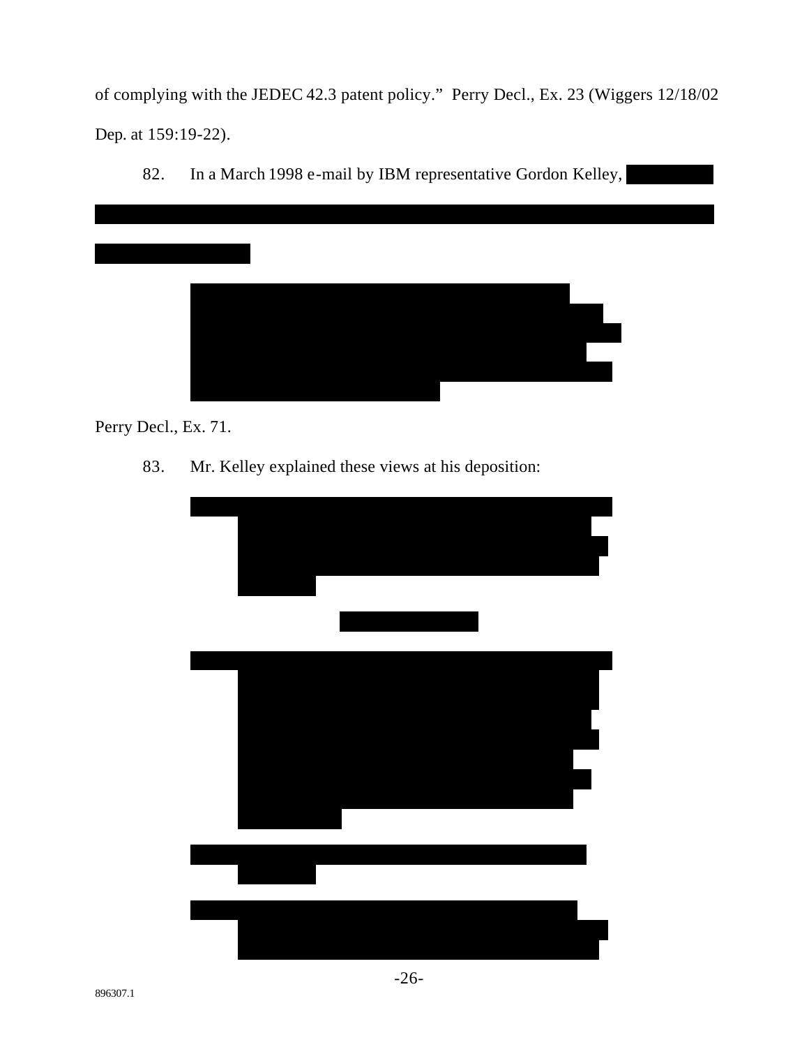of complying with the JEDEC 42.3 patent policy." Perry Decl., Ex. 23 (Wiggers 12/18/02 Dep. at 159:19-22).

82. In a March 1998 e-mail by IBM representative Gordon Kelley,

Perry Decl., Ex. 71.

83. Mr. Kelley explained these views at his deposition: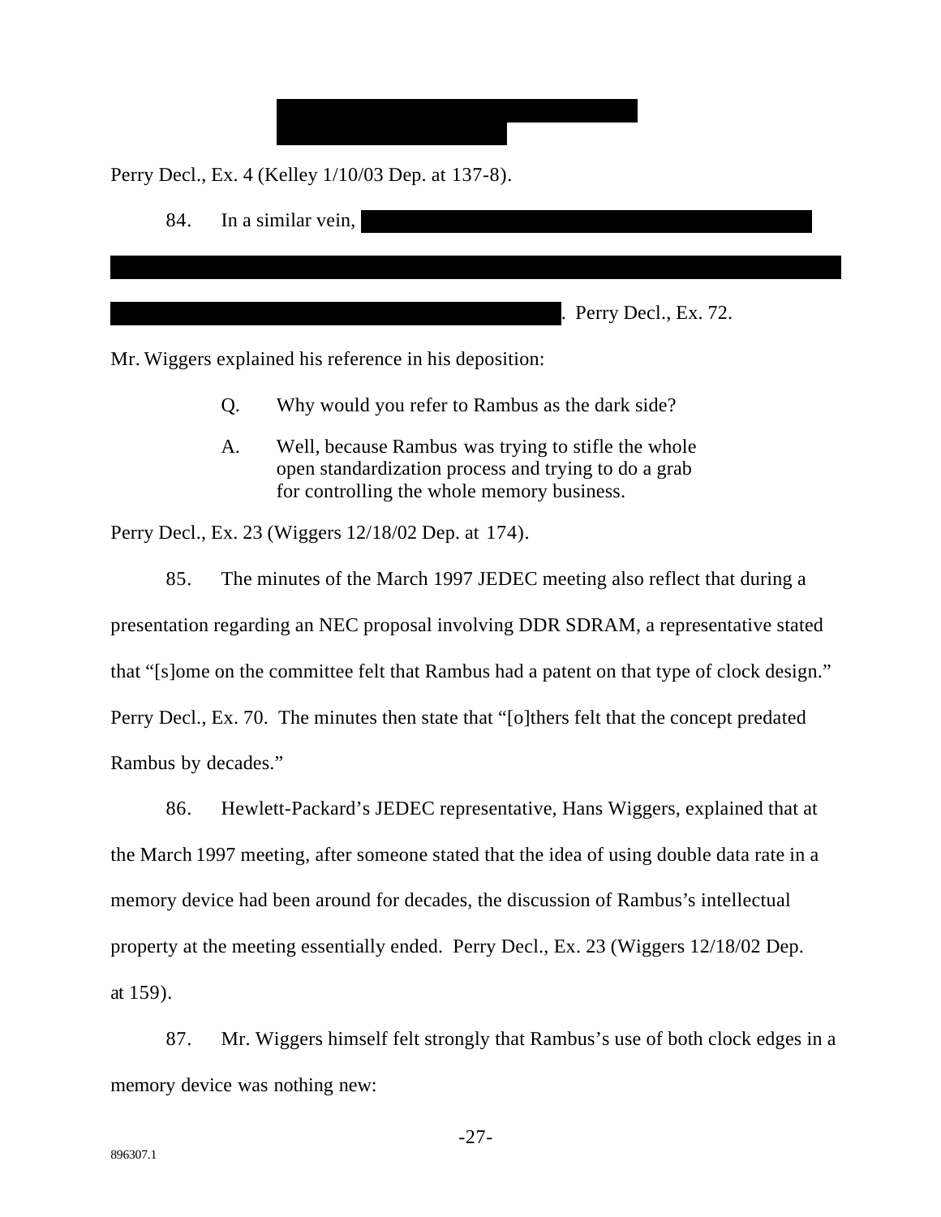Perry Decl., Ex. 4 (Kelley 1/10/03 Dep. at 137-8).

84. In a similar vein, [REDACTED]. Perry Decl., Ex. 72.

Mr. Wiggers explained his reference in his deposition:

> Q. Why would you refer to Rambus as the dark side?
>
> A. Well, because Rambus was trying to stifle the whole open standardization process and trying to do a grab for controlling the whole memory business.

Perry Decl., Ex. 23 (Wiggers 12/18/02 Dep. at 174).

85. The minutes of the March 1997 JEDEC meeting also reflect that during a presentation regarding an NEC proposal involving DDR SDRAM, a representative stated that "[s]ome on the committee felt that Rambus had a patent on that type of clock design." Perry Decl., Ex. 70. The minutes then state that "[o]thers felt that the concept predated Rambus by decades."

86. Hewlett-Packard's JEDEC representative, Hans Wiggers, explained that at the March 1997 meeting, after someone stated that the idea of using double data rate in a memory device had been around for decades, the discussion of Rambus's intellectual property at the meeting essentially ended. Perry Decl., Ex. 23 (Wiggers 12/18/02 Dep. at 159).

87. Mr. Wiggers himself felt strongly that Rambus's use of both clock edges in a memory device was nothing new: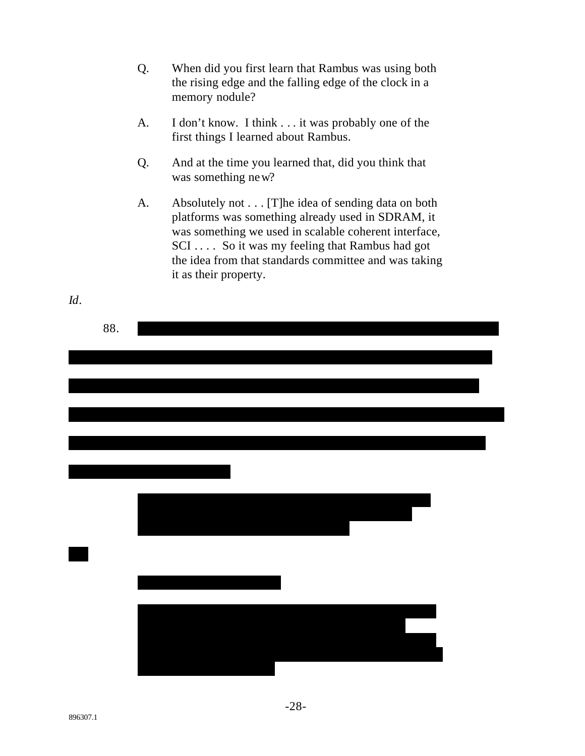> Q. When did you first learn that Rambus was using both the rising edge and the falling edge of the clock in a memory nodule?
>
> A. I don't know. I think . . . it was probably one of the first things I learned about Rambus.
>
> Q. And at the time you learned that, did you think that was something new?
>
> A. Absolutely not . . . [T]he idea of sending data on both platforms was something already used in SDRAM, it was something we used in scalable coherent interface, SCI . . . . So it was my feeling that Rambus had got the idea from that standards committee and was taking it as their property.

*Id*.

88.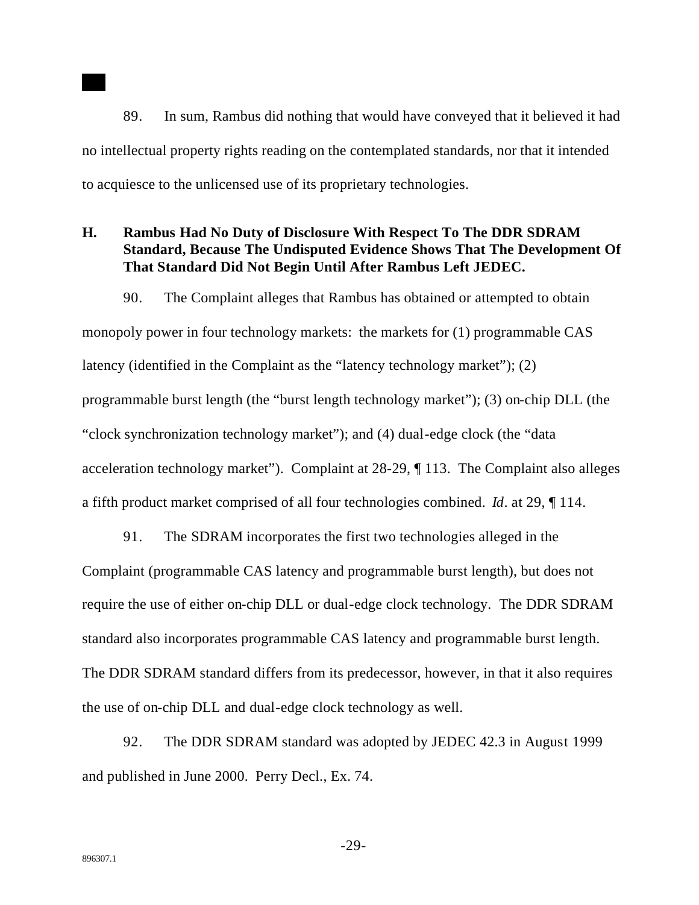89. In sum, Rambus did nothing that would have conveyed that it believed it had no intellectual property rights reading on the contemplated standards, nor that it intended to acquiesce to the unlicensed use of its proprietary technologies.

### H. Rambus Had No Duty of Disclosure With Respect To The DDR SDRAM Standard, Because The Undisputed Evidence Shows That The Development Of That Standard Did Not Begin Until After Rambus Left JEDEC.

90. The Complaint alleges that Rambus has obtained or attempted to obtain monopoly power in four technology markets: the markets for (1) programmable CAS latency (identified in the Complaint as the "latency technology market"); (2) programmable burst length (the "burst length technology market"); (3) on-chip DLL (the "clock synchronization technology market"); and (4) dual-edge clock (the "data acceleration technology market"). Complaint at 28-29, ¶ 113. The Complaint also alleges a fifth product market comprised of all four technologies combined. *Id*. at 29, ¶ 114.

91. The SDRAM incorporates the first two technologies alleged in the Complaint (programmable CAS latency and programmable burst length), but does not require the use of either on-chip DLL or dual-edge clock technology. The DDR SDRAM standard also incorporates programmable CAS latency and programmable burst length. The DDR SDRAM standard differs from its predecessor, however, in that it also requires the use of on-chip DLL and dual-edge clock technology as well.

92. The DDR SDRAM standard was adopted by JEDEC 42.3 in August 1999 and published in June 2000. Perry Decl., Ex. 74.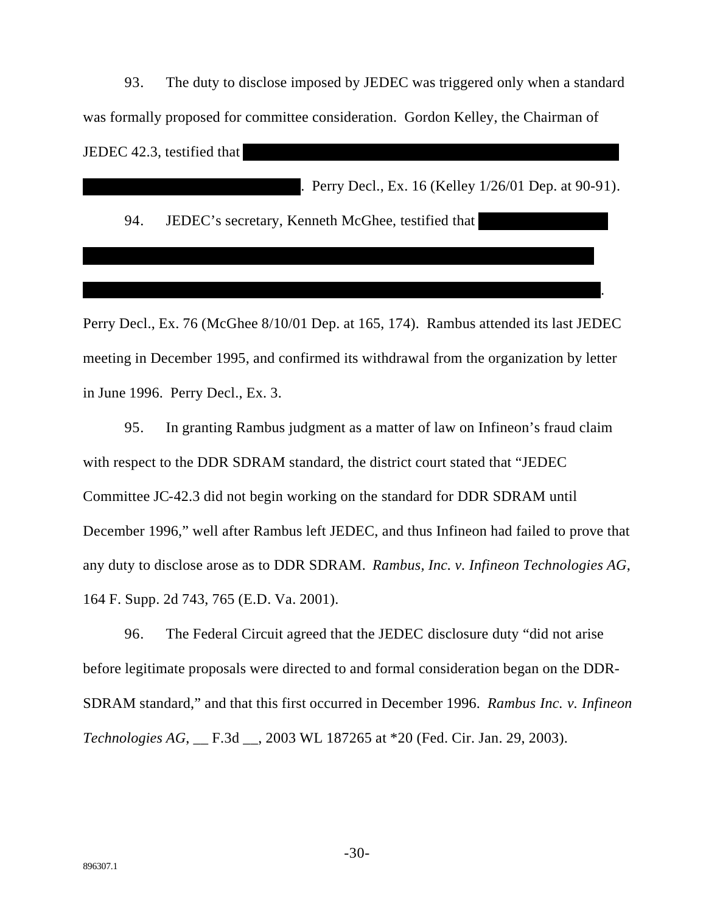93. The duty to disclose imposed by JEDEC was triggered only when a standard was formally proposed for committee consideration. Gordon Kelley, the Chairman of JEDEC 42.3, testified that [REDACTED]. Perry Decl., Ex. 16 (Kelley 1/26/01 Dep. at 90-91).

94. JEDEC's secretary, Kenneth McGhee, testified that [REDACTED]. Perry Decl., Ex. 76 (McGhee 8/10/01 Dep. at 165, 174). Rambus attended its last JEDEC meeting in December 1995, and confirmed its withdrawal from the organization by letter in June 1996. Perry Decl., Ex. 3.

95. In granting Rambus judgment as a matter of law on Infineon's fraud claim with respect to the DDR SDRAM standard, the district court stated that "JEDEC Committee JC-42.3 did not begin working on the standard for DDR SDRAM until December 1996," well after Rambus left JEDEC, and thus Infineon had failed to prove that any duty to disclose arose as to DDR SDRAM. *Rambus, Inc. v. Infineon Technologies AG*, 164 F. Supp. 2d 743, 765 (E.D. Va. 2001).

96. The Federal Circuit agreed that the JEDEC disclosure duty "did not arise before legitimate proposals were directed to and formal consideration began on the DDR-SDRAM standard," and that this first occurred in December 1996. *Rambus Inc. v. Infineon Technologies AG*, __ F.3d __, 2003 WL 187265 at *20 (Fed. Cir. Jan. 29, 2003).

896307.1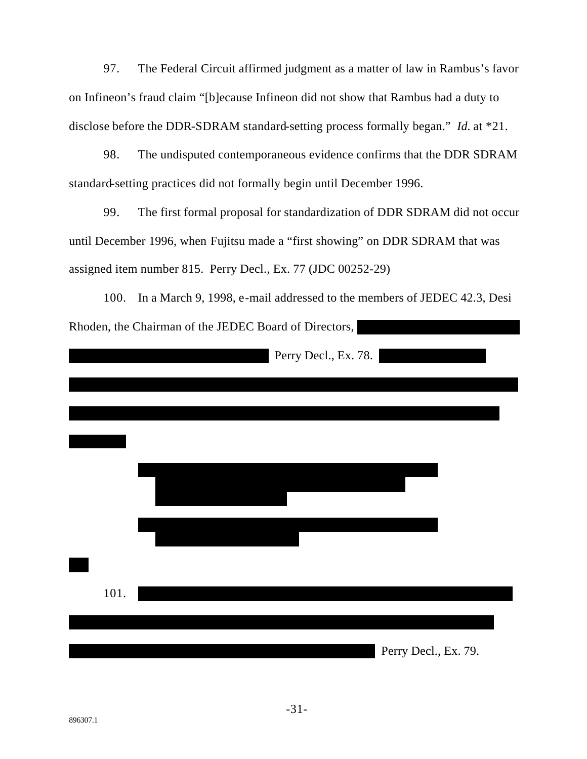97. The Federal Circuit affirmed judgment as a matter of law in Rambus's favor on Infineon's fraud claim "[b]ecause Infineon did not show that Rambus had a duty to disclose before the DDR-SDRAM standard-setting process formally began." *Id.* at *21.

98. The undisputed contemporaneous evidence confirms that the DDR SDRAM standard-setting practices did not formally begin until December 1996.

99. The first formal proposal for standardization of DDR SDRAM did not occur until December 1996, when Fujitsu made a "first showing" on DDR SDRAM that was assigned item number 815. Perry Decl., Ex. 77 (JDC 00252-29)

100. In a March 9, 1998, e-mail addressed to the members of JEDEC 42.3, Desi Rhoden, the Chairman of the JEDEC Board of Directors, [REDACTED] Perry Decl., Ex. 78. [REDACTED]

[REDACTED]

[REDACTED]

[REDACTED]

101. [REDACTED] Perry Decl., Ex. 79.

896307.1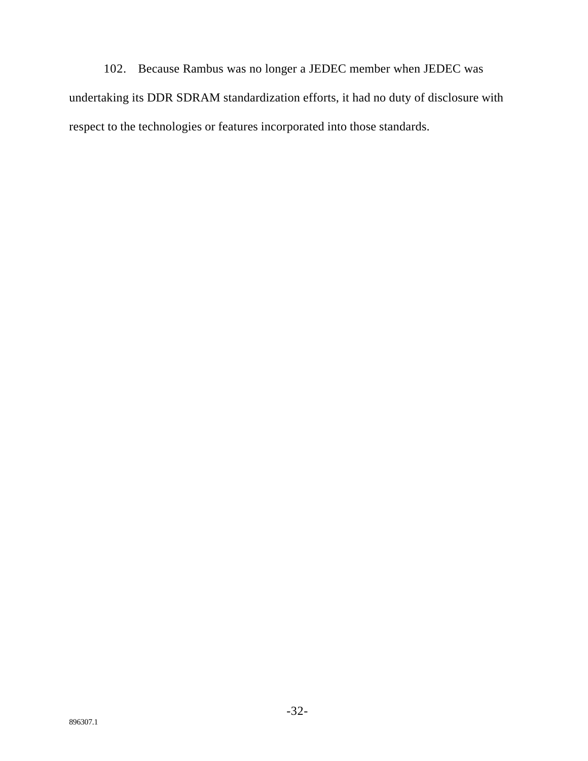102. Because Rambus was no longer a JEDEC member when JEDEC was undertaking its DDR SDRAM standardization efforts, it had no duty of disclosure with respect to the technologies or features incorporated into those standards.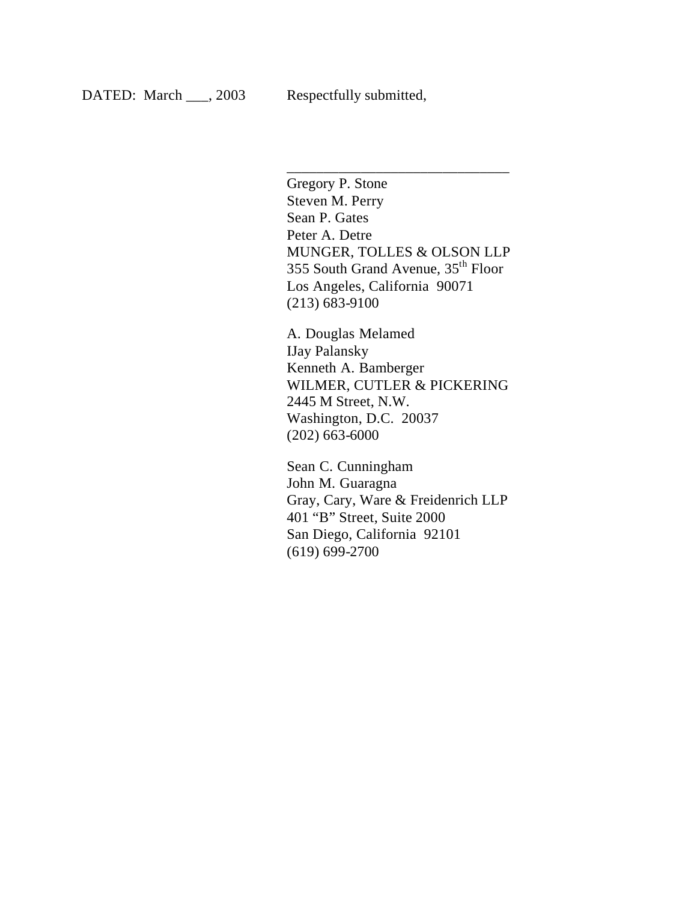DATED: March ___, 2003 Respectfully submitted,

_______________________________

Gregory P. Stone
Steven M. Perry
Sean P. Gates
Peter A. Detre
MUNGER, TOLLES & OLSON LLP
355 South Grand Avenue, 35th Floor
Los Angeles, California 90071
(213) 683-9100

A. Douglas Melamed
IJay Palansky
Kenneth A. Bamberger
WILMER, CUTLER & PICKERING
2445 M Street, N.W.
Washington, D.C. 20037
(202) 663-6000

Sean C. Cunningham
John M. Guaragna
Gray, Cary, Ware & Freidenrich LLP
401 "B" Street, Suite 2000
San Diego, California 92101
(619) 699-2700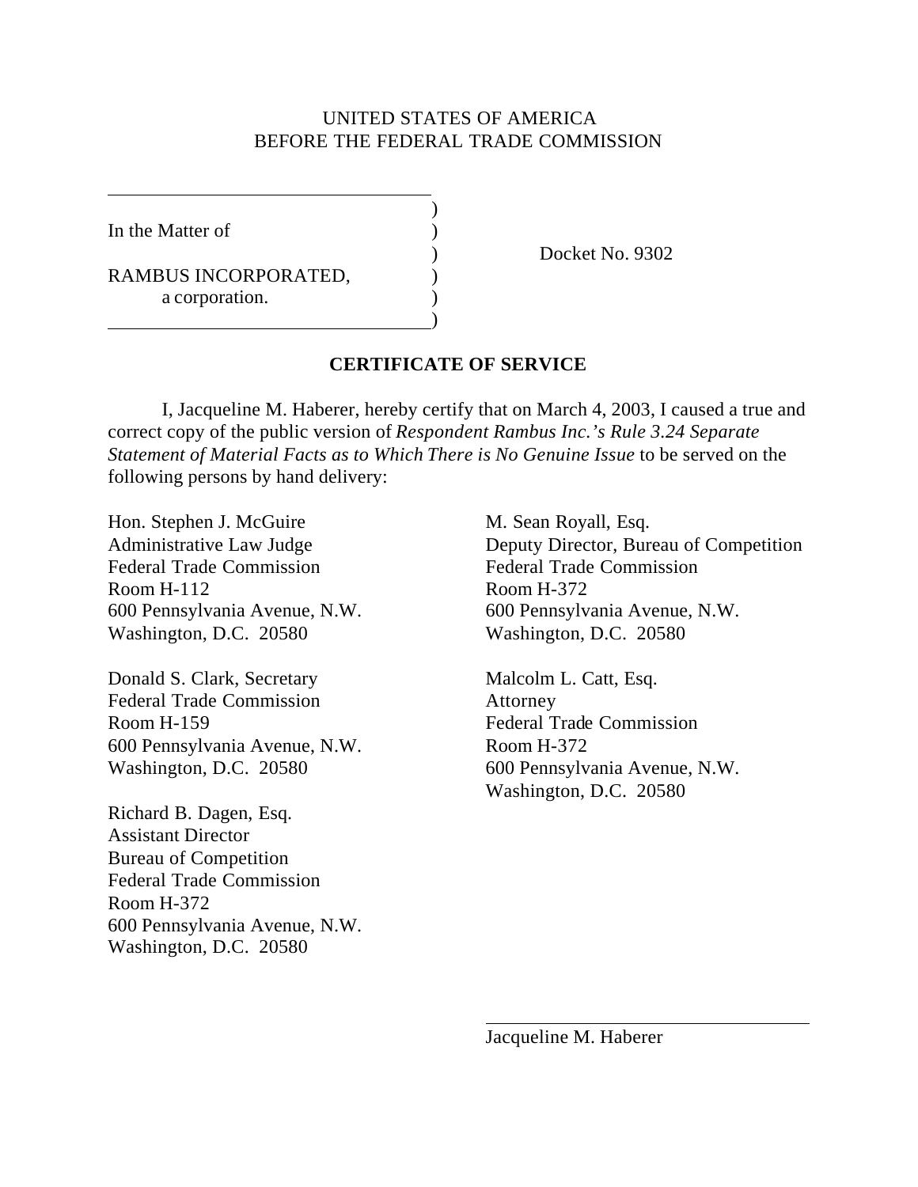UNITED STATES OF AMERICA
BEFORE THE FEDERAL TRADE COMMISSION

In the Matter of

RAMBUS INCORPORATED,
a corporation.

Docket No. 9302

**CERTIFICATE OF SERVICE**

I, Jacqueline M. Haberer, hereby certify that on March 4, 2003, I caused a true and correct copy of the public version of *Respondent Rambus Inc.'s Rule 3.24 Separate Statement of Material Facts as to Which There is No Genuine Issue* to be served on the following persons by hand delivery:

Hon. Stephen J. McGuire
Administrative Law Judge
Federal Trade Commission
Room H-112
600 Pennsylvania Avenue, N.W.
Washington, D.C. 20580

Donald S. Clark, Secretary
Federal Trade Commission
Room H-159
600 Pennsylvania Avenue, N.W.
Washington, D.C. 20580

Richard B. Dagen, Esq.
Assistant Director
Bureau of Competition
Federal Trade Commission
Room H-372
600 Pennsylvania Avenue, N.W.
Washington, D.C. 20580

M. Sean Royall, Esq.
Deputy Director, Bureau of Competition
Federal Trade Commission
Room H-372
600 Pennsylvania Avenue, N.W.
Washington, D.C. 20580

Malcolm L. Catt, Esq.
Attorney
Federal Trade Commission
Room H-372
600 Pennsylvania Avenue, N.W.
Washington, D.C. 20580

Jacqueline M. Haberer